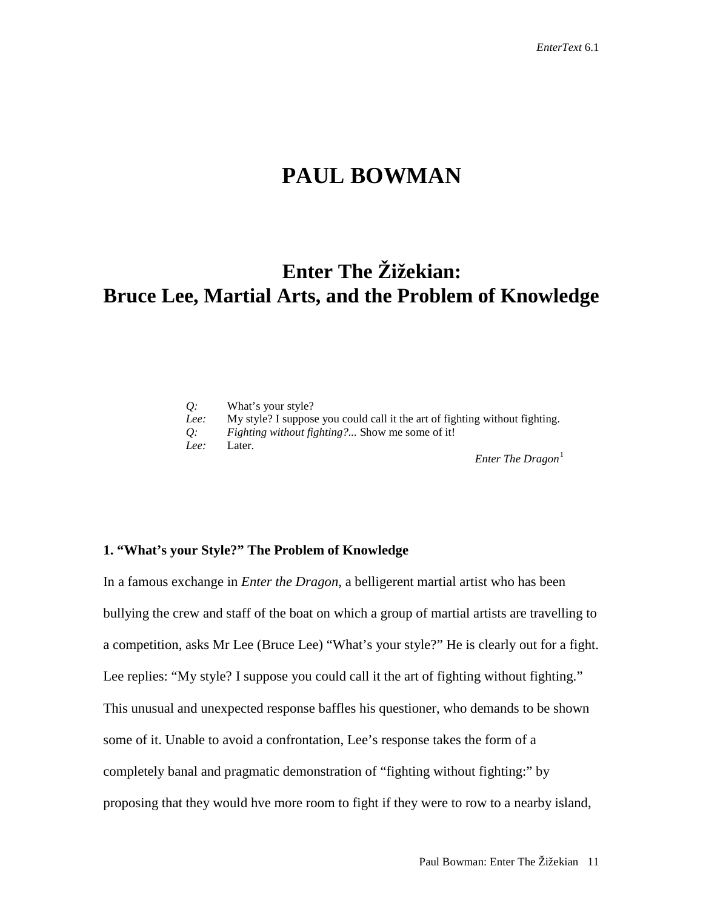# PAUL BOWMAN

## Enter The Žižekian: Bruce Lee, Martial Arts, and the Problem of Knowledge

*Q:* What's your style?
*Lee:* My style? I suppose you could call it the art of fighting without fighting.
*Q:* *Fighting without fighting?...* Show me some of it!
*Lee:* Later.

*Enter The Dragon*[1]

### 1. "What's your Style?" The Problem of Knowledge

In a famous exchange in *Enter the Dragon*, a belligerent martial artist who has been bullying the crew and staff of the boat on which a group of martial artists are travelling to a competition, asks Mr Lee (Bruce Lee) "What's your style?" He is clearly out for a fight. Lee replies: "My style? I suppose you could call it the art of fighting without fighting." This unusual and unexpected response baffles his questioner, who demands to be shown some of it. Unable to avoid a confrontation, Lee's response takes the form of a completely banal and pragmatic demonstration of "fighting without fighting:" by proposing that they would hve more room to fight if they were to row to a nearby island,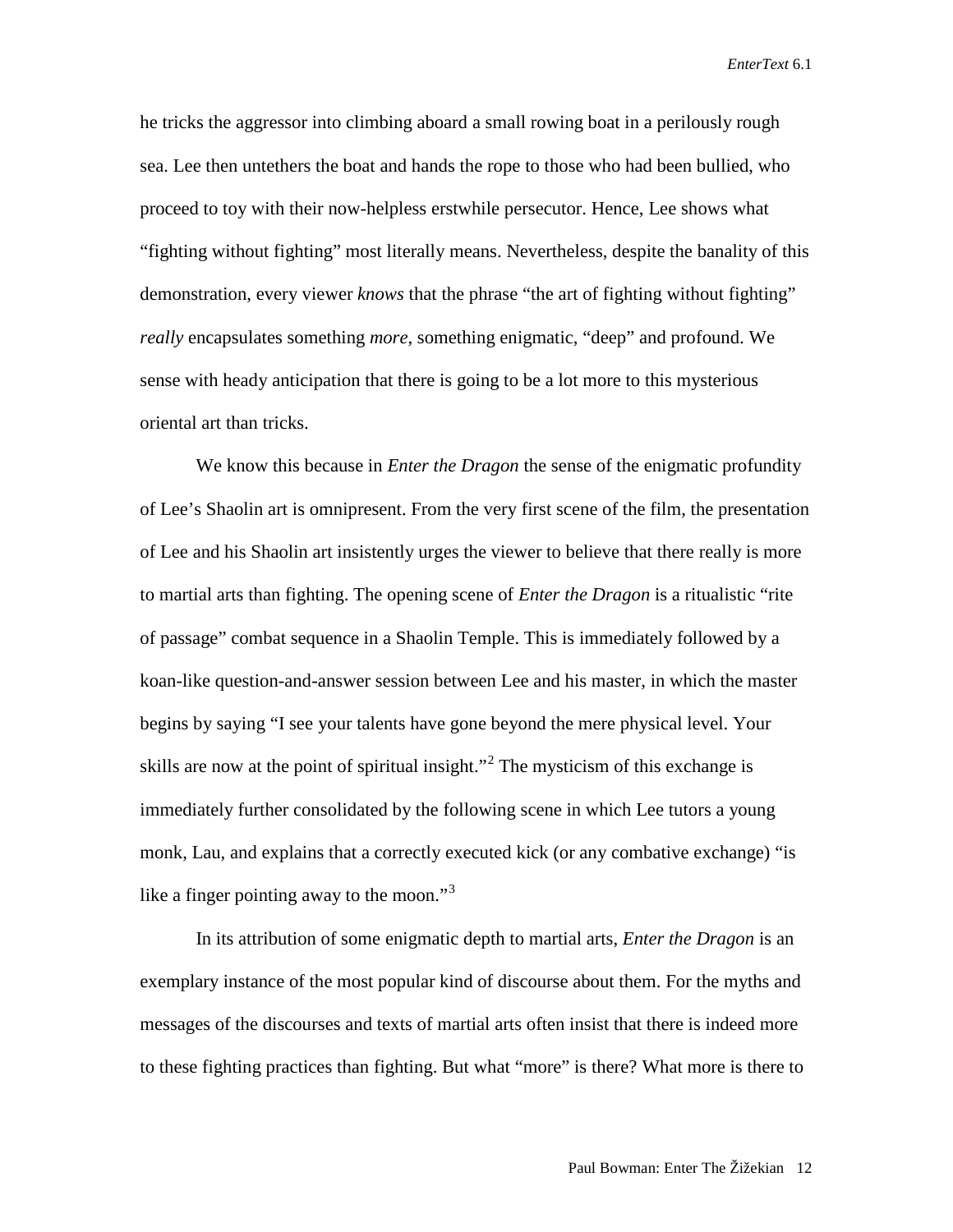he tricks the aggressor into climbing aboard a small rowing boat in a perilously rough sea. Lee then untethers the boat and hands the rope to those who had been bullied, who proceed to toy with their now-helpless erstwhile persecutor. Hence, Lee shows what "fighting without fighting" most literally means. Nevertheless, despite the banality of this demonstration, every viewer *knows* that the phrase "the art of fighting without fighting" *really* encapsulates something *more*, something enigmatic, "deep" and profound. We sense with heady anticipation that there is going to be a lot more to this mysterious oriental art than tricks.

We know this because in *Enter the Dragon* the sense of the enigmatic profundity of Lee's Shaolin art is omnipresent. From the very first scene of the film, the presentation of Lee and his Shaolin art insistently urges the viewer to believe that there really is more to martial arts than fighting. The opening scene of *Enter the Dragon* is a ritualistic "rite of passage" combat sequence in a Shaolin Temple. This is immediately followed by a koan-like question-and-answer session between Lee and his master, in which the master begins by saying "I see your talents have gone beyond the mere physical level. Your skills are now at the point of spiritual insight."[2] The mysticism of this exchange is immediately further consolidated by the following scene in which Lee tutors a young monk, Lau, and explains that a correctly executed kick (or any combative exchange) "is like a finger pointing away to the moon."[3]

In its attribution of some enigmatic depth to martial arts, *Enter the Dragon* is an exemplary instance of the most popular kind of discourse about them. For the myths and messages of the discourses and texts of martial arts often insist that there is indeed more to these fighting practices than fighting. But what "more" is there? What more is there to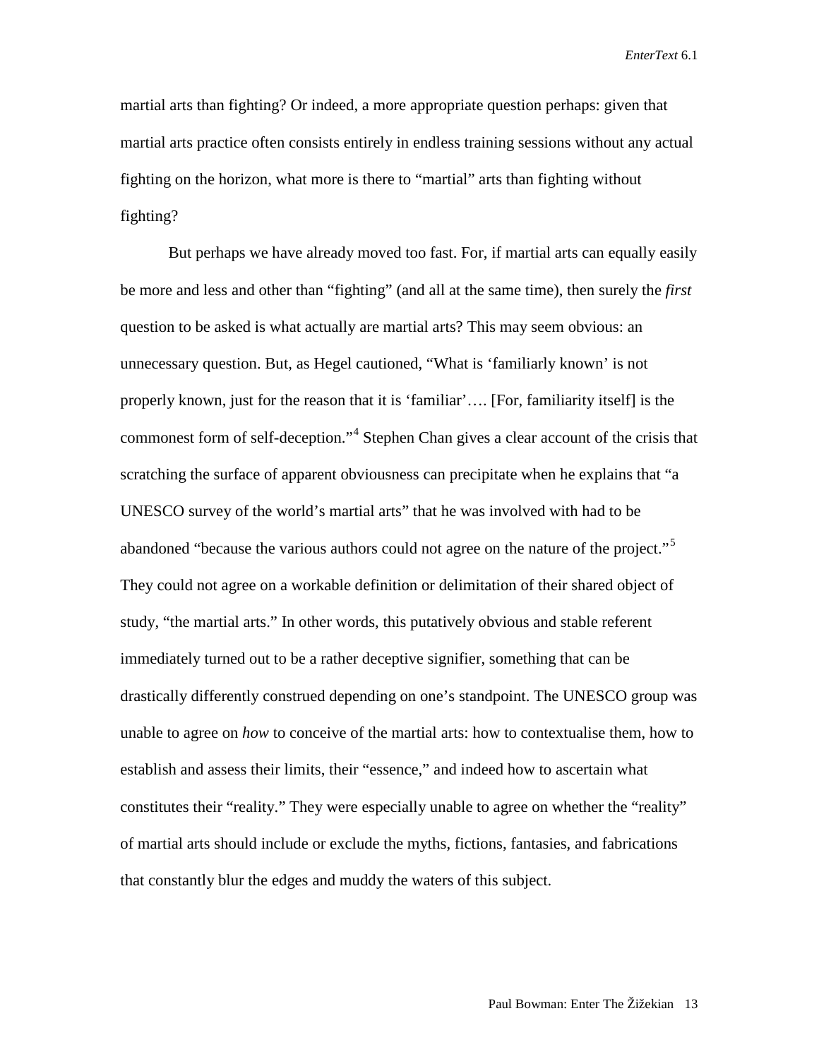martial arts than fighting? Or indeed, a more appropriate question perhaps: given that martial arts practice often consists entirely in endless training sessions without any actual fighting on the horizon, what more is there to "martial" arts than fighting without fighting?

But perhaps we have already moved too fast. For, if martial arts can equally easily be more and less and other than "fighting" (and all at the same time), then surely the *first* question to be asked is what actually are martial arts? This may seem obvious: an unnecessary question. But, as Hegel cautioned, "What is 'familiarly known' is not properly known, just for the reason that it is 'familiar'…. [For, familiarity itself] is the commonest form of self-deception."[4] Stephen Chan gives a clear account of the crisis that scratching the surface of apparent obviousness can precipitate when he explains that "a UNESCO survey of the world's martial arts" that he was involved with had to be abandoned "because the various authors could not agree on the nature of the project."[5] They could not agree on a workable definition or delimitation of their shared object of study, "the martial arts." In other words, this putatively obvious and stable referent immediately turned out to be a rather deceptive signifier, something that can be drastically differently construed depending on one's standpoint. The UNESCO group was unable to agree on *how* to conceive of the martial arts: how to contextualise them, how to establish and assess their limits, their "essence," and indeed how to ascertain what constitutes their "reality." They were especially unable to agree on whether the "reality" of martial arts should include or exclude the myths, fictions, fantasies, and fabrications that constantly blur the edges and muddy the waters of this subject.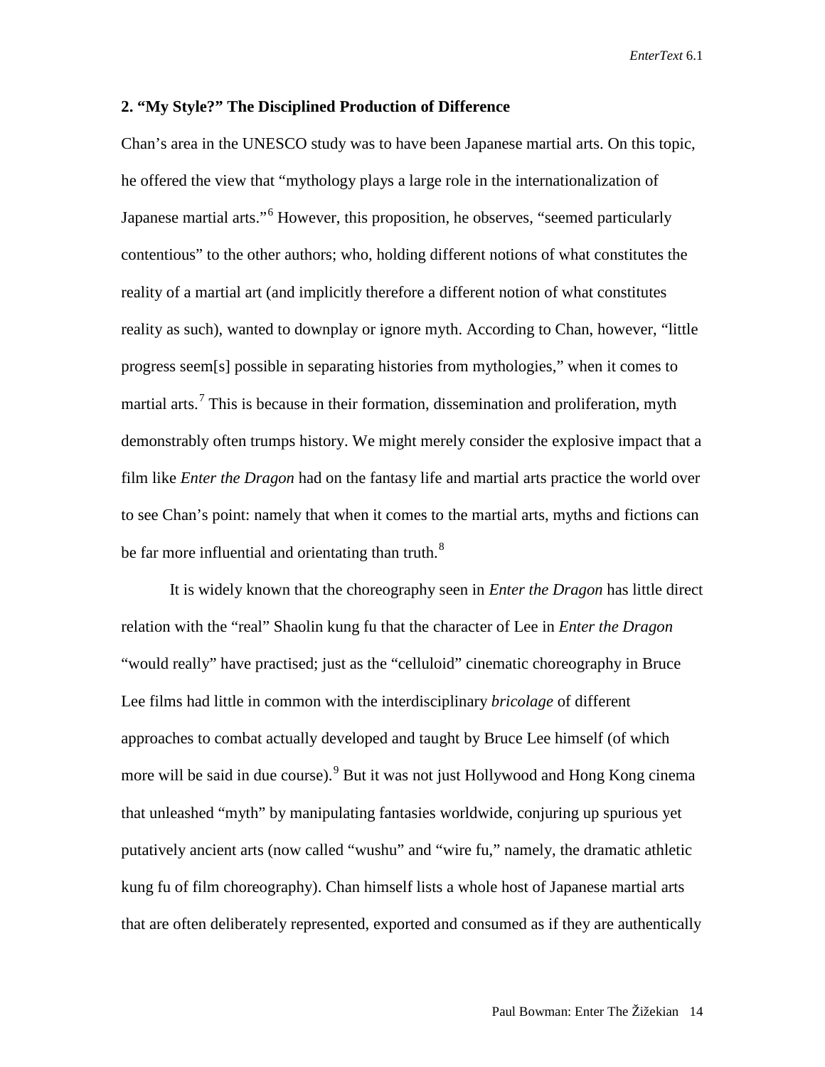## 2. "My Style?" The Disciplined Production of Difference

Chan's area in the UNESCO study was to have been Japanese martial arts. On this topic, he offered the view that "mythology plays a large role in the internationalization of Japanese martial arts."[6] However, this proposition, he observes, "seemed particularly contentious" to the other authors; who, holding different notions of what constitutes the reality of a martial art (and implicitly therefore a different notion of what constitutes reality as such), wanted to downplay or ignore myth. According to Chan, however, "little progress seem[s] possible in separating histories from mythologies," when it comes to martial arts.[7] This is because in their formation, dissemination and proliferation, myth demonstrably often trumps history. We might merely consider the explosive impact that a film like *Enter the Dragon* had on the fantasy life and martial arts practice the world over to see Chan's point: namely that when it comes to the martial arts, myths and fictions can be far more influential and orientating than truth.[8]

It is widely known that the choreography seen in *Enter the Dragon* has little direct relation with the "real" Shaolin kung fu that the character of Lee in *Enter the Dragon* "would really" have practised; just as the "celluloid" cinematic choreography in Bruce Lee films had little in common with the interdisciplinary *bricolage* of different approaches to combat actually developed and taught by Bruce Lee himself (of which more will be said in due course).[9] But it was not just Hollywood and Hong Kong cinema that unleashed "myth" by manipulating fantasies worldwide, conjuring up spurious yet putatively ancient arts (now called "wushu" and "wire fu," namely, the dramatic athletic kung fu of film choreography). Chan himself lists a whole host of Japanese martial arts that are often deliberately represented, exported and consumed as if they are authentically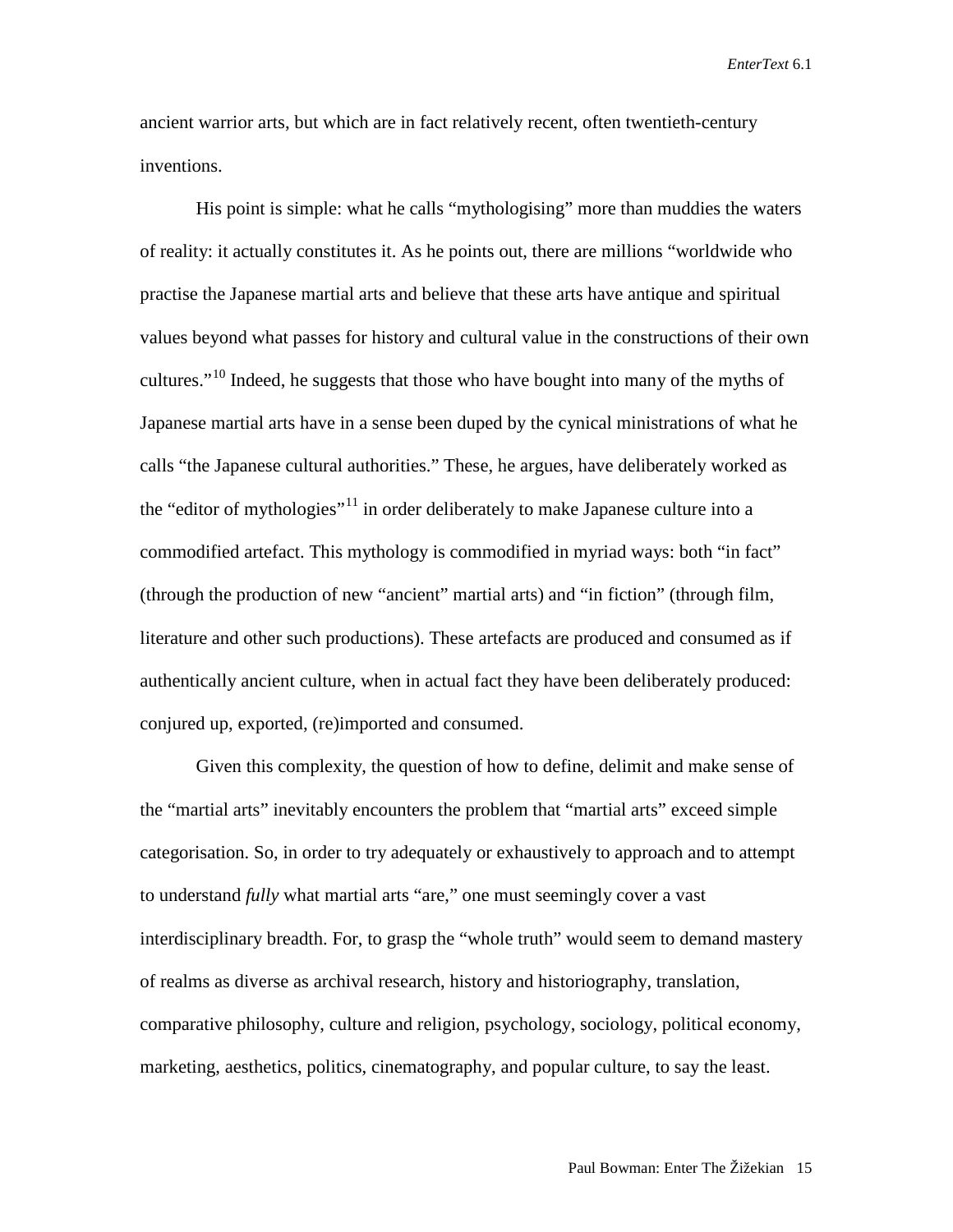ancient warrior arts, but which are in fact relatively recent, often twentieth-century inventions.

His point is simple: what he calls "mythologising" more than muddies the waters of reality: it actually constitutes it. As he points out, there are millions "worldwide who practise the Japanese martial arts and believe that these arts have antique and spiritual values beyond what passes for history and cultural value in the constructions of their own cultures."[10] Indeed, he suggests that those who have bought into many of the myths of Japanese martial arts have in a sense been duped by the cynical ministrations of what he calls "the Japanese cultural authorities." These, he argues, have deliberately worked as the "editor of mythologies"[11] in order deliberately to make Japanese culture into a commodified artefact. This mythology is commodified in myriad ways: both "in fact" (through the production of new "ancient" martial arts) and "in fiction" (through film, literature and other such productions). These artefacts are produced and consumed as if authentically ancient culture, when in actual fact they have been deliberately produced: conjured up, exported, (re)imported and consumed.

Given this complexity, the question of how to define, delimit and make sense of the "martial arts" inevitably encounters the problem that "martial arts" exceed simple categorisation. So, in order to try adequately or exhaustively to approach and to attempt to understand *fully* what martial arts "are," one must seemingly cover a vast interdisciplinary breadth. For, to grasp the "whole truth" would seem to demand mastery of realms as diverse as archival research, history and historiography, translation, comparative philosophy, culture and religion, psychology, sociology, political economy, marketing, aesthetics, politics, cinematography, and popular culture, to say the least.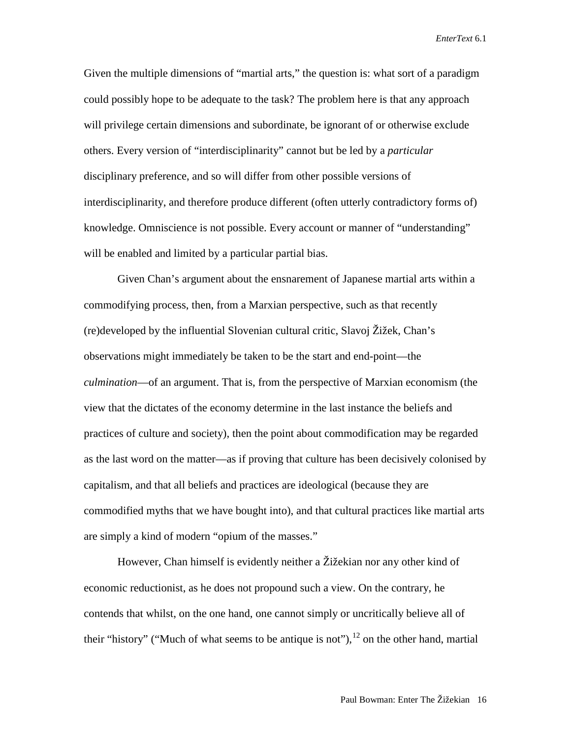Given the multiple dimensions of "martial arts," the question is: what sort of a paradigm could possibly hope to be adequate to the task? The problem here is that any approach will privilege certain dimensions and subordinate, be ignorant of or otherwise exclude others. Every version of "interdisciplinarity" cannot but be led by a *particular* disciplinary preference, and so will differ from other possible versions of interdisciplinarity, and therefore produce different (often utterly contradictory forms of) knowledge. Omniscience is not possible. Every account or manner of "understanding" will be enabled and limited by a particular partial bias.

Given Chan's argument about the ensnarement of Japanese martial arts within a commodifying process, then, from a Marxian perspective, such as that recently (re)developed by the influential Slovenian cultural critic, Slavoj Žižek, Chan's observations might immediately be taken to be the start and end-point—the *culmination*—of an argument. That is, from the perspective of Marxian economism (the view that the dictates of the economy determine in the last instance the beliefs and practices of culture and society), then the point about commodification may be regarded as the last word on the matter—as if proving that culture has been decisively colonised by capitalism, and that all beliefs and practices are ideological (because they are commodified myths that we have bought into), and that cultural practices like martial arts are simply a kind of modern "opium of the masses."

However, Chan himself is evidently neither a Žižekian nor any other kind of economic reductionist, as he does not propound such a view. On the contrary, he contends that whilst, on the one hand, one cannot simply or uncritically believe all of their "history" ("Much of what seems to be antique is not"),[12] on the other hand, martial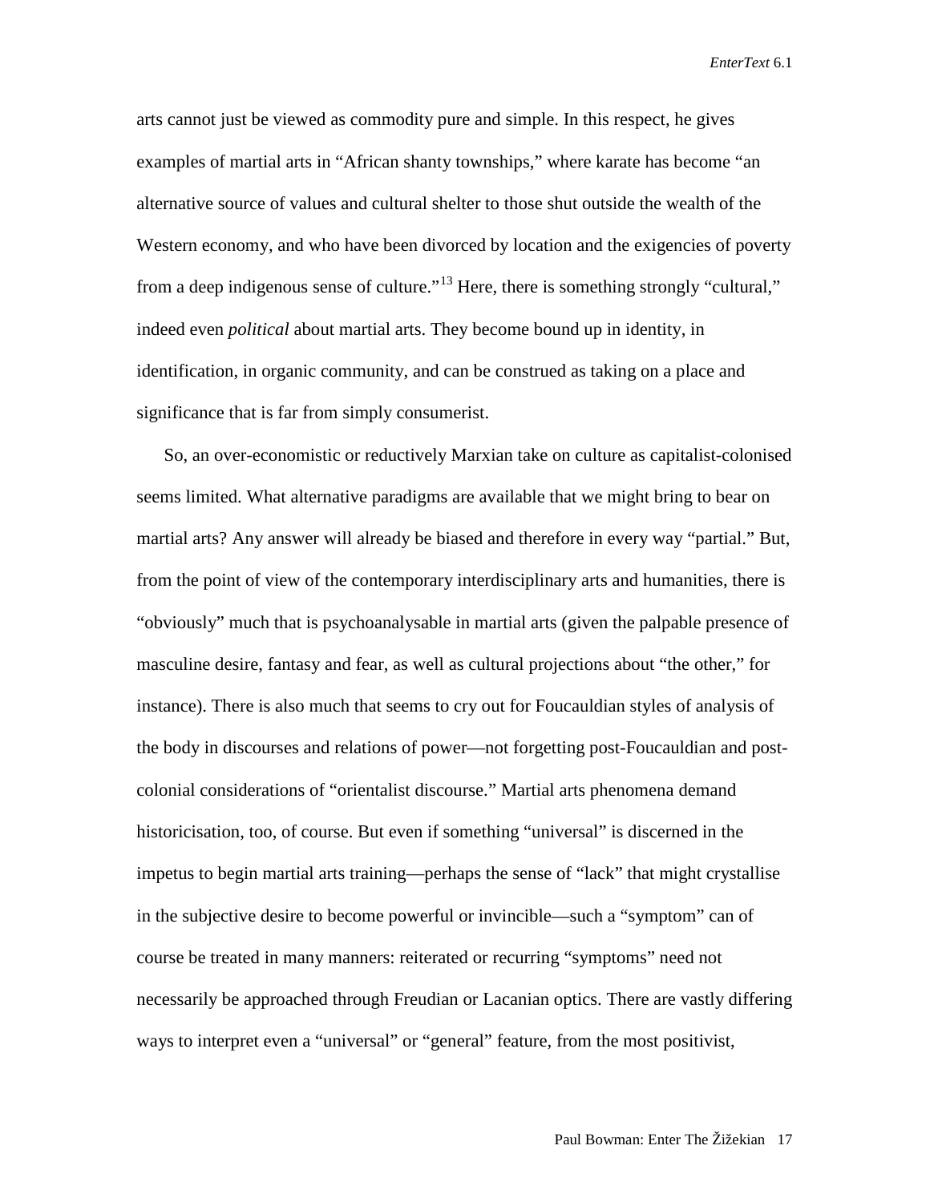arts cannot just be viewed as commodity pure and simple. In this respect, he gives examples of martial arts in "African shanty townships," where karate has become "an alternative source of values and cultural shelter to those shut outside the wealth of the Western economy, and who have been divorced by location and the exigencies of poverty from a deep indigenous sense of culture."[13] Here, there is something strongly "cultural," indeed even *political* about martial arts. They become bound up in identity, in identification, in organic community, and can be construed as taking on a place and significance that is far from simply consumerist.

So, an over-economistic or reductively Marxian take on culture as capitalist-colonised seems limited. What alternative paradigms are available that we might bring to bear on martial arts? Any answer will already be biased and therefore in every way "partial." But, from the point of view of the contemporary interdisciplinary arts and humanities, there is "obviously" much that is psychoanalysable in martial arts (given the palpable presence of masculine desire, fantasy and fear, as well as cultural projections about "the other," for instance). There is also much that seems to cry out for Foucauldian styles of analysis of the body in discourses and relations of power—not forgetting post-Foucauldian and post-colonial considerations of "orientalist discourse." Martial arts phenomena demand historicisation, too, of course. But even if something "universal" is discerned in the impetus to begin martial arts training—perhaps the sense of "lack" that might crystallise in the subjective desire to become powerful or invincible—such a "symptom" can of course be treated in many manners: reiterated or recurring "symptoms" need not necessarily be approached through Freudian or Lacanian optics. There are vastly differing ways to interpret even a "universal" or "general" feature, from the most positivist,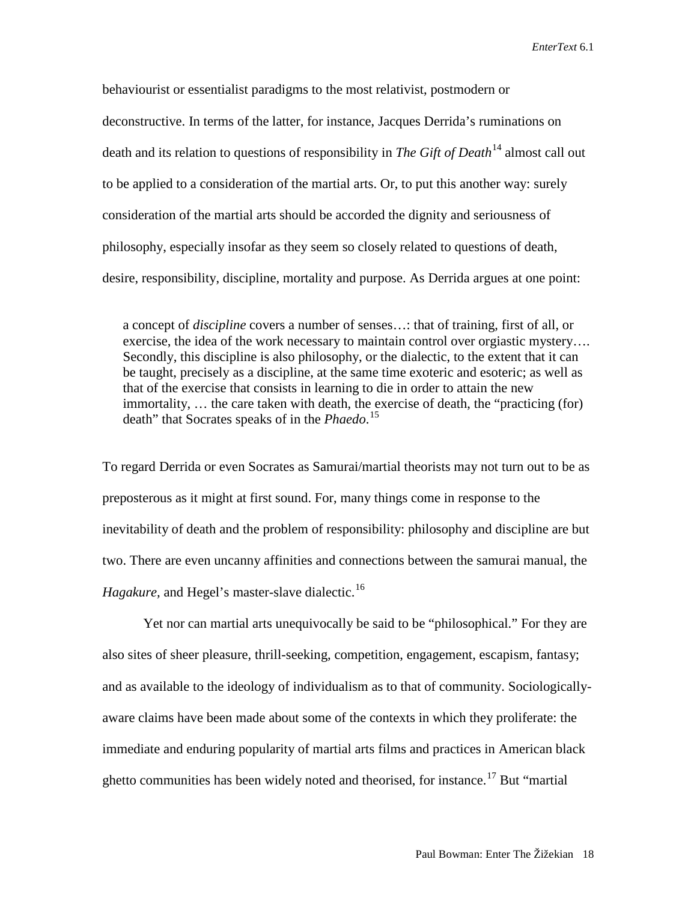behaviourist or essentialist paradigms to the most relativist, postmodern or deconstructive. In terms of the latter, for instance, Jacques Derrida's ruminations on death and its relation to questions of responsibility in *The Gift of Death*[14] almost call out to be applied to a consideration of the martial arts. Or, to put this another way: surely consideration of the martial arts should be accorded the dignity and seriousness of philosophy, especially insofar as they seem so closely related to questions of death, desire, responsibility, discipline, mortality and purpose. As Derrida argues at one point:

> a concept of *discipline* covers a number of senses…: that of training, first of all, or exercise, the idea of the work necessary to maintain control over orgiastic mystery…. Secondly, this discipline is also philosophy, or the dialectic, to the extent that it can be taught, precisely as a discipline, at the same time exoteric and esoteric; as well as that of the exercise that consists in learning to die in order to attain the new immortality, … the care taken with death, the exercise of death, the "practicing (for) death" that Socrates speaks of in the *Phaedo*.[15]

To regard Derrida or even Socrates as Samurai/martial theorists may not turn out to be as preposterous as it might at first sound. For, many things come in response to the inevitability of death and the problem of responsibility: philosophy and discipline are but two. There are even uncanny affinities and connections between the samurai manual, the *Hagakure*, and Hegel's master-slave dialectic.[16]

Yet nor can martial arts unequivocally be said to be "philosophical." For they are also sites of sheer pleasure, thrill-seeking, competition, engagement, escapism, fantasy; and as available to the ideology of individualism as to that of community. Sociologically-aware claims have been made about some of the contexts in which they proliferate: the immediate and enduring popularity of martial arts films and practices in American black ghetto communities has been widely noted and theorised, for instance.[17] But "martial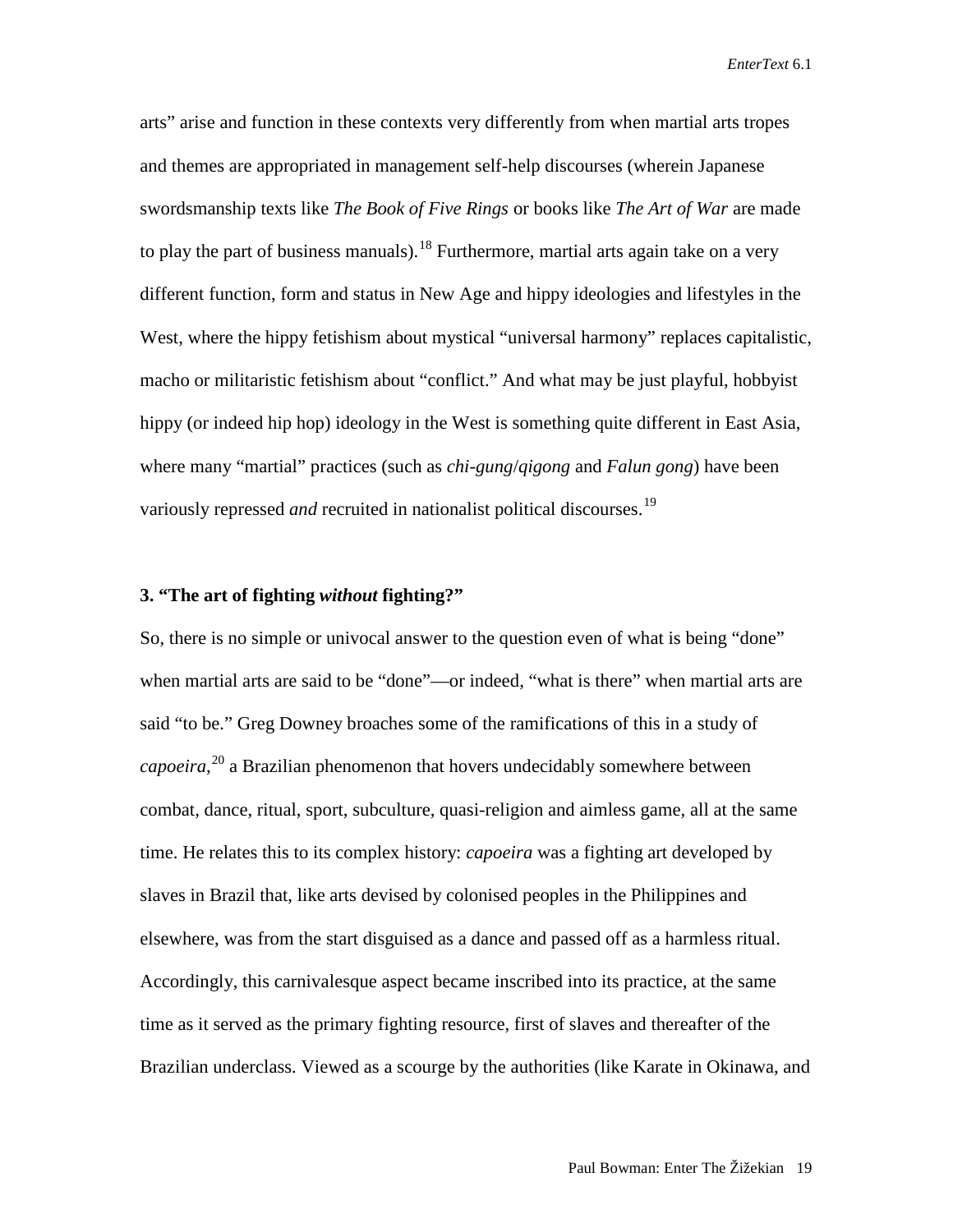arts" arise and function in these contexts very differently from when martial arts tropes and themes are appropriated in management self-help discourses (wherein Japanese swordsmanship texts like *The Book of Five Rings* or books like *The Art of War* are made to play the part of business manuals).[18] Furthermore, martial arts again take on a very different function, form and status in New Age and hippy ideologies and lifestyles in the West, where the hippy fetishism about mystical "universal harmony" replaces capitalistic, macho or militaristic fetishism about "conflict." And what may be just playful, hobbyist hippy (or indeed hip hop) ideology in the West is something quite different in East Asia, where many "martial" practices (such as *chi-gung*/*qigong* and *Falun gong*) have been variously repressed *and* recruited in nationalist political discourses.[19]

### 3. "The art of fighting *without* fighting?"

So, there is no simple or univocal answer to the question even of what is being "done" when martial arts are said to be "done"—or indeed, "what is there" when martial arts are said "to be." Greg Downey broaches some of the ramifications of this in a study of *capoeira*,[20] a Brazilian phenomenon that hovers undecidably somewhere between combat, dance, ritual, sport, subculture, quasi-religion and aimless game, all at the same time. He relates this to its complex history: *capoeira* was a fighting art developed by slaves in Brazil that, like arts devised by colonised peoples in the Philippines and elsewhere, was from the start disguised as a dance and passed off as a harmless ritual. Accordingly, this carnivalesque aspect became inscribed into its practice, at the same time as it served as the primary fighting resource, first of slaves and thereafter of the Brazilian underclass. Viewed as a scourge by the authorities (like Karate in Okinawa, and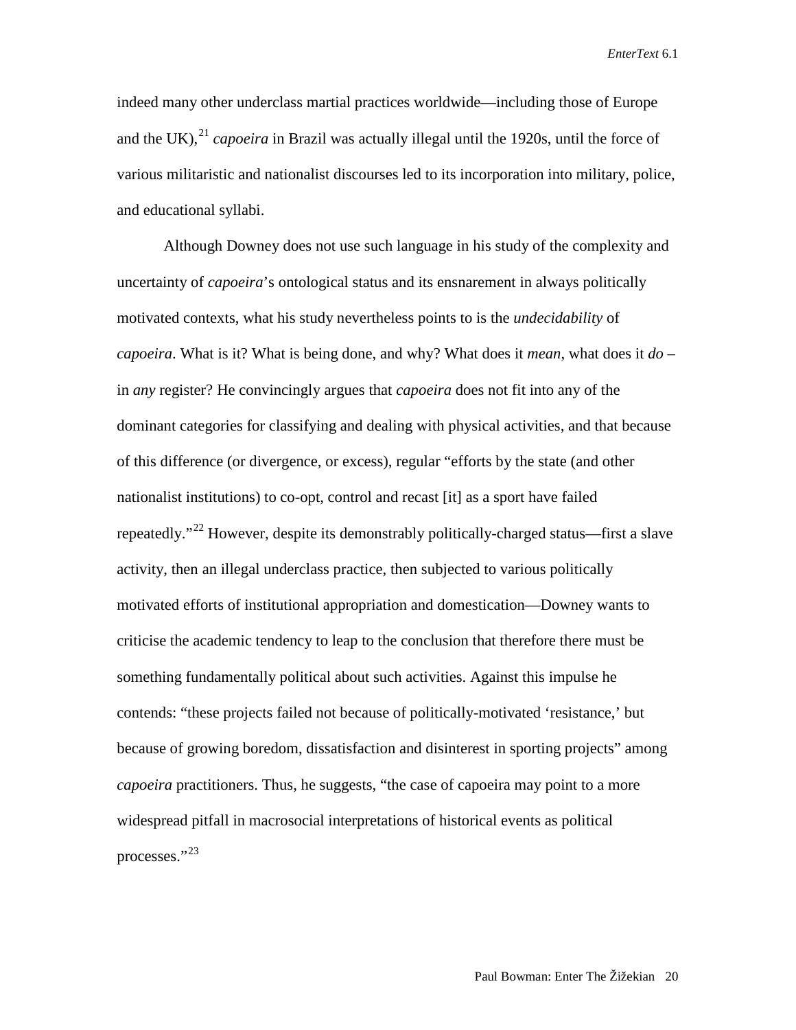indeed many other underclass martial practices worldwide—including those of Europe and the UK),[21] *capoeira* in Brazil was actually illegal until the 1920s, until the force of various militaristic and nationalist discourses led to its incorporation into military, police, and educational syllabi.

Although Downey does not use such language in his study of the complexity and uncertainty of *capoeira*'s ontological status and its ensnarement in always politically motivated contexts, what his study nevertheless points to is the *undecidability* of *capoeira*. What is it? What is being done, and why? What does it *mean*, what does it *do* – in *any* register? He convincingly argues that *capoeira* does not fit into any of the dominant categories for classifying and dealing with physical activities, and that because of this difference (or divergence, or excess), regular "efforts by the state (and other nationalist institutions) to co-opt, control and recast [it] as a sport have failed repeatedly."[22] However, despite its demonstrably politically-charged status—first a slave activity, then an illegal underclass practice, then subjected to various politically motivated efforts of institutional appropriation and domestication—Downey wants to criticise the academic tendency to leap to the conclusion that therefore there must be something fundamentally political about such activities. Against this impulse he contends: "these projects failed not because of politically-motivated 'resistance,' but because of growing boredom, dissatisfaction and disinterest in sporting projects" among *capoeira* practitioners. Thus, he suggests, "the case of capoeira may point to a more widespread pitfall in macrosocial interpretations of historical events as political processes."[23]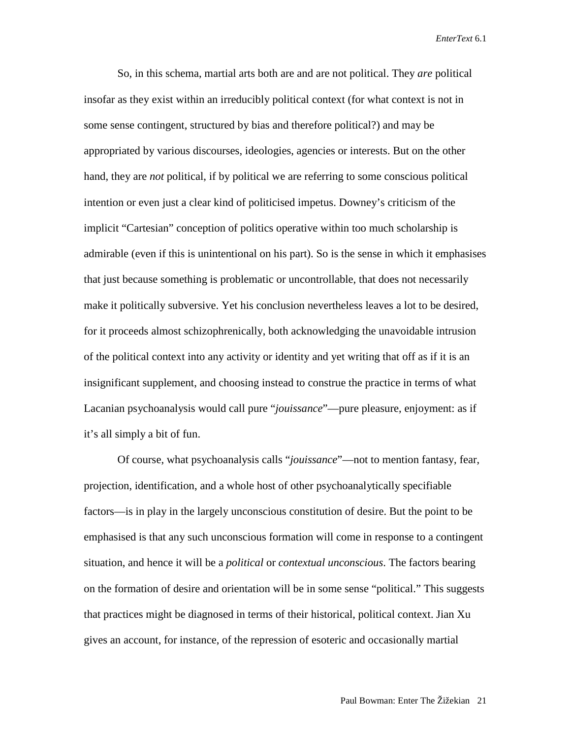So, in this schema, martial arts both are and are not political. They *are* political insofar as they exist within an irreducibly political context (for what context is not in some sense contingent, structured by bias and therefore political?) and may be appropriated by various discourses, ideologies, agencies or interests. But on the other hand, they are *not* political, if by political we are referring to some conscious political intention or even just a clear kind of politicised impetus. Downey's criticism of the implicit "Cartesian" conception of politics operative within too much scholarship is admirable (even if this is unintentional on his part). So is the sense in which it emphasises that just because something is problematic or uncontrollable, that does not necessarily make it politically subversive. Yet his conclusion nevertheless leaves a lot to be desired, for it proceeds almost schizophrenically, both acknowledging the unavoidable intrusion of the political context into any activity or identity and yet writing that off as if it is an insignificant supplement, and choosing instead to construe the practice in terms of what Lacanian psychoanalysis would call pure "*jouissance*"—pure pleasure, enjoyment: as if it's all simply a bit of fun.

Of course, what psychoanalysis calls "*jouissance*"—not to mention fantasy, fear, projection, identification, and a whole host of other psychoanalytically specifiable factors—is in play in the largely unconscious constitution of desire. But the point to be emphasised is that any such unconscious formation will come in response to a contingent situation, and hence it will be a *political* or *contextual unconscious*. The factors bearing on the formation of desire and orientation will be in some sense "political." This suggests that practices might be diagnosed in terms of their historical, political context. Jian Xu gives an account, for instance, of the repression of esoteric and occasionally martial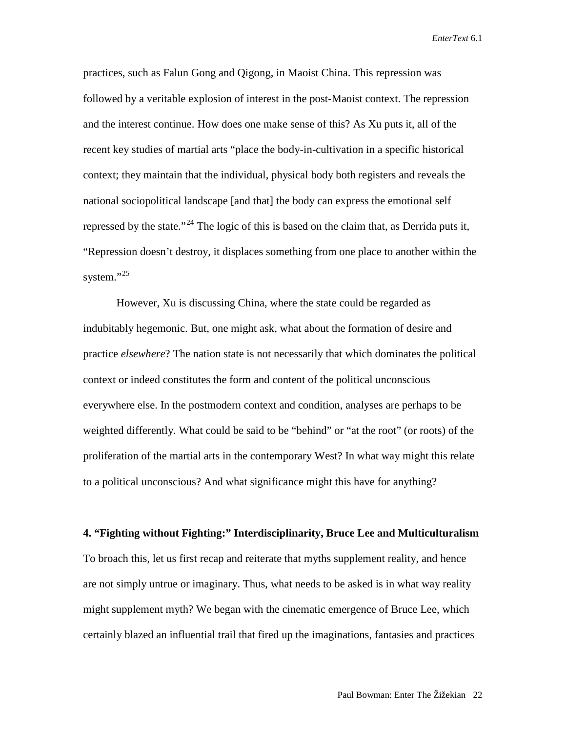practices, such as Falun Gong and Qigong, in Maoist China. This repression was followed by a veritable explosion of interest in the post-Maoist context. The repression and the interest continue. How does one make sense of this? As Xu puts it, all of the recent key studies of martial arts "place the body-in-cultivation in a specific historical context; they maintain that the individual, physical body both registers and reveals the national sociopolitical landscape [and that] the body can express the emotional self repressed by the state."[24] The logic of this is based on the claim that, as Derrida puts it, "Repression doesn't destroy, it displaces something from one place to another within the system."[25]

However, Xu is discussing China, where the state could be regarded as indubitably hegemonic. But, one might ask, what about the formation of desire and practice *elsewhere*? The nation state is not necessarily that which dominates the political context or indeed constitutes the form and content of the political unconscious everywhere else. In the postmodern context and condition, analyses are perhaps to be weighted differently. What could be said to be "behind" or "at the root" (or roots) of the proliferation of the martial arts in the contemporary West? In what way might this relate to a political unconscious? And what significance might this have for anything?

## 4. "Fighting without Fighting:" Interdisciplinarity, Bruce Lee and Multiculturalism

To broach this, let us first recap and reiterate that myths supplement reality, and hence are not simply untrue or imaginary. Thus, what needs to be asked is in what way reality might supplement myth? We began with the cinematic emergence of Bruce Lee, which certainly blazed an influential trail that fired up the imaginations, fantasies and practices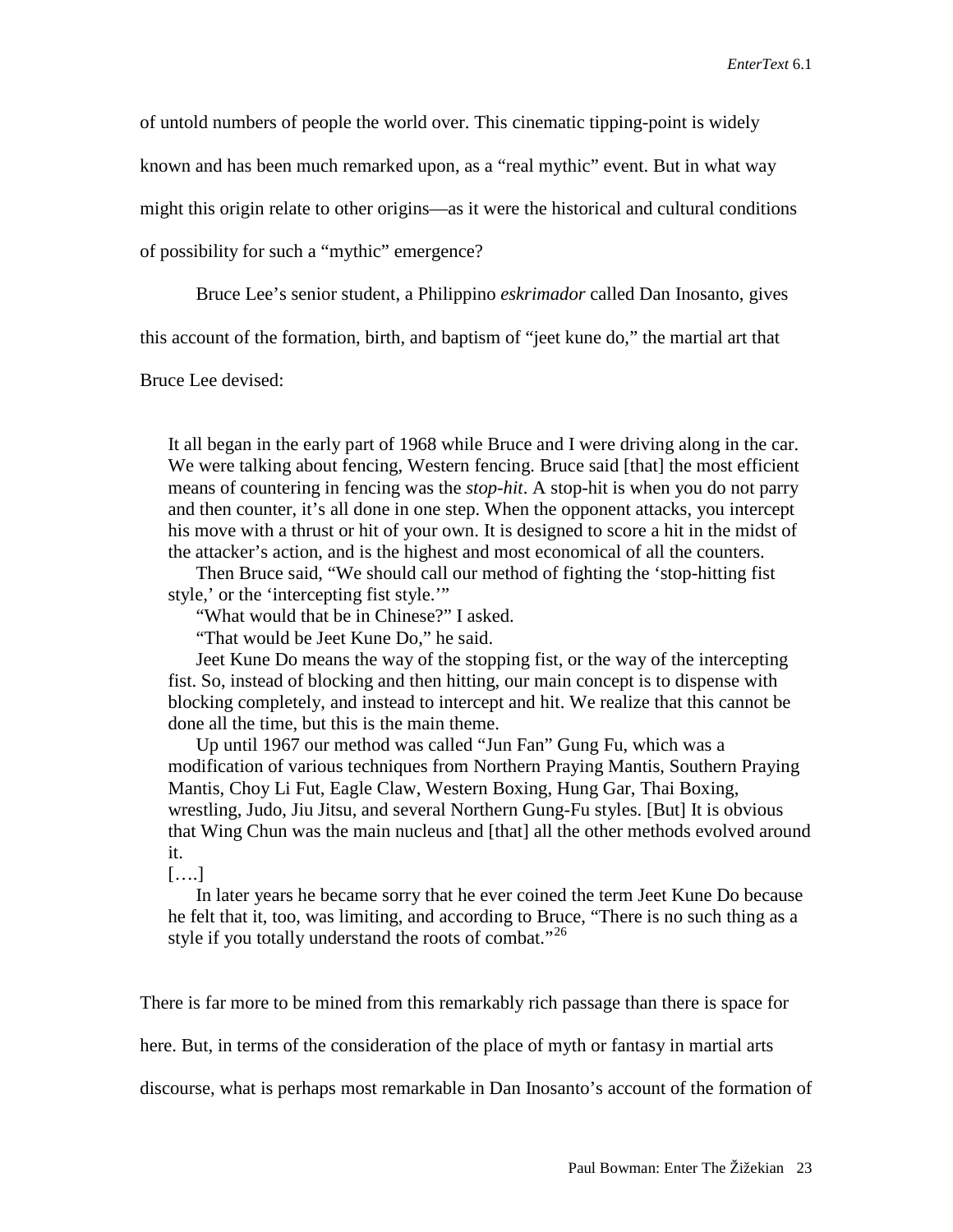of untold numbers of people the world over. This cinematic tipping-point is widely known and has been much remarked upon, as a "real mythic" event. But in what way might this origin relate to other origins—as it were the historical and cultural conditions of possibility for such a "mythic" emergence?

Bruce Lee's senior student, a Philippino *eskrimador* called Dan Inosanto, gives this account of the formation, birth, and baptism of "jeet kune do," the martial art that Bruce Lee devised:

> It all began in the early part of 1968 while Bruce and I were driving along in the car. We were talking about fencing, Western fencing. Bruce said [that] the most efficient means of countering in fencing was the *stop-hit*. A stop-hit is when you do not parry and then counter, it's all done in one step. When the opponent attacks, you intercept his move with a thrust or hit of your own. It is designed to score a hit in the midst of the attacker's action, and is the highest and most economical of all the counters.
>
> Then Bruce said, "We should call our method of fighting the 'stop-hitting fist style,' or the 'intercepting fist style.'"
>
> "What would that be in Chinese?" I asked.
>
> "That would be Jeet Kune Do," he said.
>
> Jeet Kune Do means the way of the stopping fist, or the way of the intercepting fist. So, instead of blocking and then hitting, our main concept is to dispense with blocking completely, and instead to intercept and hit. We realize that this cannot be done all the time, but this is the main theme.
>
> Up until 1967 our method was called "Jun Fan" Gung Fu, which was a modification of various techniques from Northern Praying Mantis, Southern Praying Mantis, Choy Li Fut, Eagle Claw, Western Boxing, Hung Gar, Thai Boxing, wrestling, Judo, Jiu Jitsu, and several Northern Gung-Fu styles. [But] It is obvious that Wing Chun was the main nucleus and [that] all the other methods evolved around it.
>
> [….]
>
> In later years he became sorry that he ever coined the term Jeet Kune Do because he felt that it, too, was limiting, and according to Bruce, "There is no such thing as a style if you totally understand the roots of combat."[26]

There is far more to be mined from this remarkably rich passage than there is space for here. But, in terms of the consideration of the place of myth or fantasy in martial arts discourse, what is perhaps most remarkable in Dan Inosanto's account of the formation of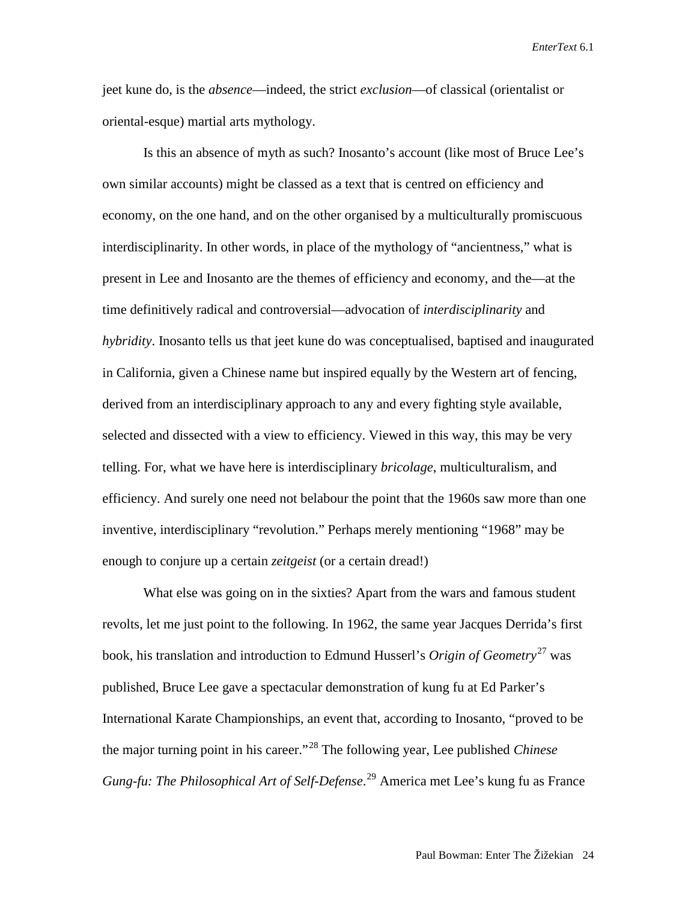jeet kune do, is the *absence*—indeed, the strict *exclusion*—of classical (orientalist or oriental-esque) martial arts mythology.

Is this an absence of myth as such? Inosanto's account (like most of Bruce Lee's own similar accounts) might be classed as a text that is centred on efficiency and economy, on the one hand, and on the other organised by a multiculturally promiscuous interdisciplinarity. In other words, in place of the mythology of "ancientness," what is present in Lee and Inosanto are the themes of efficiency and economy, and the—at the time definitively radical and controversial—advocation of *interdisciplinarity* and *hybridity*. Inosanto tells us that jeet kune do was conceptualised, baptised and inaugurated in California, given a Chinese name but inspired equally by the Western art of fencing, derived from an interdisciplinary approach to any and every fighting style available, selected and dissected with a view to efficiency. Viewed in this way, this may be very telling. For, what we have here is interdisciplinary *bricolage*, multiculturalism, and efficiency. And surely one need not belabour the point that the 1960s saw more than one inventive, interdisciplinary "revolution." Perhaps merely mentioning "1968" may be enough to conjure up a certain *zeitgeist* (or a certain dread!)

What else was going on in the sixties? Apart from the wars and famous student revolts, let me just point to the following. In 1962, the same year Jacques Derrida's first book, his translation and introduction to Edmund Husserl's *Origin of Geometry*[27] was published, Bruce Lee gave a spectacular demonstration of kung fu at Ed Parker's International Karate Championships, an event that, according to Inosanto, "proved to be the major turning point in his career."[28] The following year, Lee published *Chinese Gung-fu: The Philosophical Art of Self-Defense*.[29] America met Lee's kung fu as France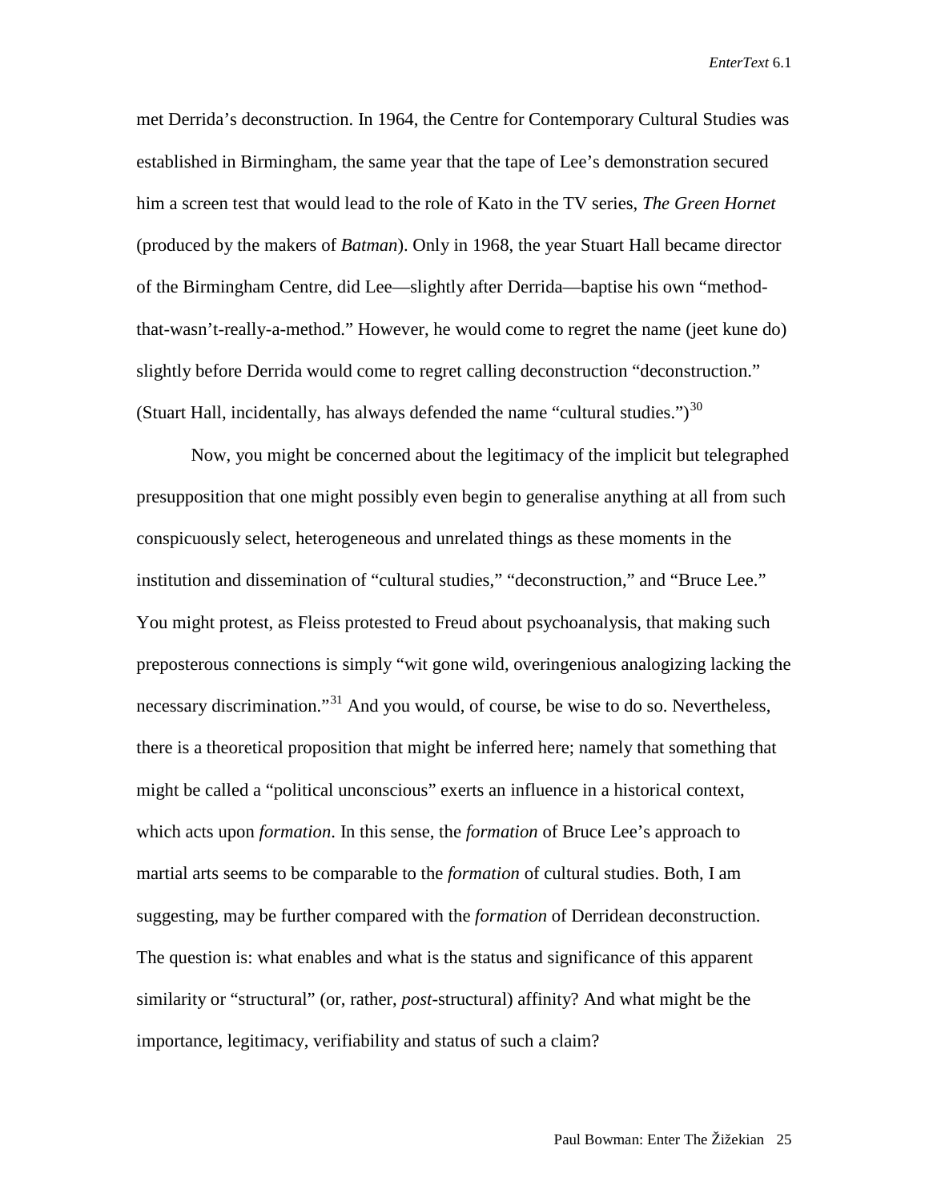met Derrida's deconstruction. In 1964, the Centre for Contemporary Cultural Studies was established in Birmingham, the same year that the tape of Lee's demonstration secured him a screen test that would lead to the role of Kato in the TV series, *The Green Hornet* (produced by the makers of *Batman*). Only in 1968, the year Stuart Hall became director of the Birmingham Centre, did Lee—slightly after Derrida—baptise his own "method-that-wasn't-really-a-method." However, he would come to regret the name (jeet kune do) slightly before Derrida would come to regret calling deconstruction "deconstruction." (Stuart Hall, incidentally, has always defended the name "cultural studies.")[30]

Now, you might be concerned about the legitimacy of the implicit but telegraphed presupposition that one might possibly even begin to generalise anything at all from such conspicuously select, heterogeneous and unrelated things as these moments in the institution and dissemination of "cultural studies," "deconstruction," and "Bruce Lee." You might protest, as Fleiss protested to Freud about psychoanalysis, that making such preposterous connections is simply "wit gone wild, overingenious analogizing lacking the necessary discrimination."[31] And you would, of course, be wise to do so. Nevertheless, there is a theoretical proposition that might be inferred here; namely that something that might be called a "political unconscious" exerts an influence in a historical context, which acts upon *formation*. In this sense, the *formation* of Bruce Lee's approach to martial arts seems to be comparable to the *formation* of cultural studies. Both, I am suggesting, may be further compared with the *formation* of Derridean deconstruction. The question is: what enables and what is the status and significance of this apparent similarity or "structural" (or, rather, *post*-structural) affinity? And what might be the importance, legitimacy, verifiability and status of such a claim?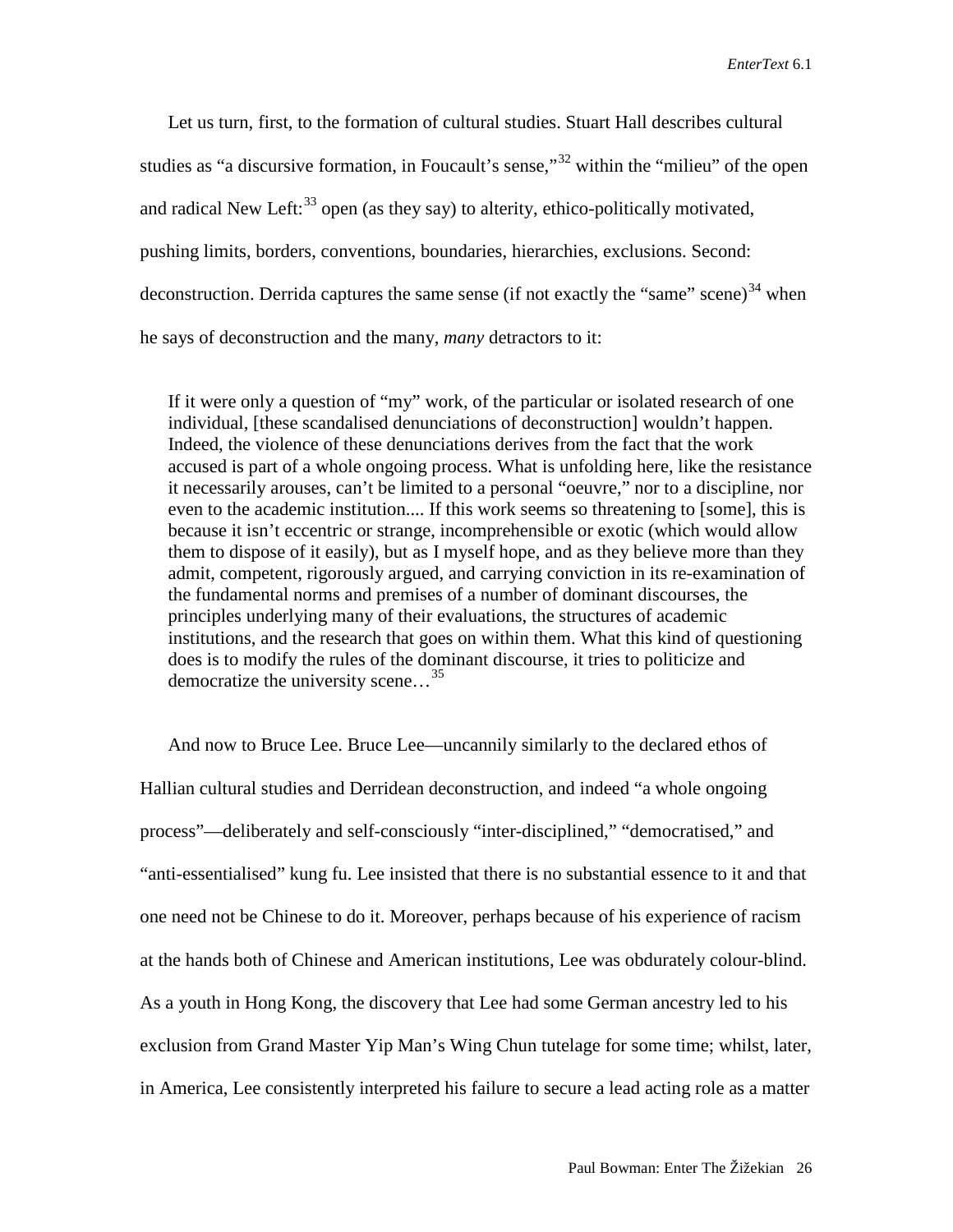Let us turn, first, to the formation of cultural studies. Stuart Hall describes cultural studies as "a discursive formation, in Foucault's sense,"[32] within the "milieu" of the open and radical New Left:[33] open (as they say) to alterity, ethico-politically motivated, pushing limits, borders, conventions, boundaries, hierarchies, exclusions. Second: deconstruction. Derrida captures the same sense (if not exactly the "same" scene)[34] when he says of deconstruction and the many, *many* detractors to it:

> If it were only a question of "my" work, of the particular or isolated research of one individual, [these scandalised denunciations of deconstruction] wouldn't happen. Indeed, the violence of these denunciations derives from the fact that the work accused is part of a whole ongoing process. What is unfolding here, like the resistance it necessarily arouses, can't be limited to a personal "oeuvre," nor to a discipline, nor even to the academic institution.... If this work seems so threatening to [some], this is because it isn't eccentric or strange, incomprehensible or exotic (which would allow them to dispose of it easily), but as I myself hope, and as they believe more than they admit, competent, rigorously argued, and carrying conviction in its re-examination of the fundamental norms and premises of a number of dominant discourses, the principles underlying many of their evaluations, the structures of academic institutions, and the research that goes on within them. What this kind of questioning does is to modify the rules of the dominant discourse, it tries to politicize and democratize the university scene…[35]

And now to Bruce Lee. Bruce Lee—uncannily similarly to the declared ethos of Hallian cultural studies and Derridean deconstruction, and indeed "a whole ongoing process"—deliberately and self-consciously "inter-disciplined," "democratised," and "anti-essentialised" kung fu. Lee insisted that there is no substantial essence to it and that one need not be Chinese to do it. Moreover, perhaps because of his experience of racism at the hands both of Chinese and American institutions, Lee was obdurately colour-blind. As a youth in Hong Kong, the discovery that Lee had some German ancestry led to his exclusion from Grand Master Yip Man's Wing Chun tutelage for some time; whilst, later, in America, Lee consistently interpreted his failure to secure a lead acting role as a matter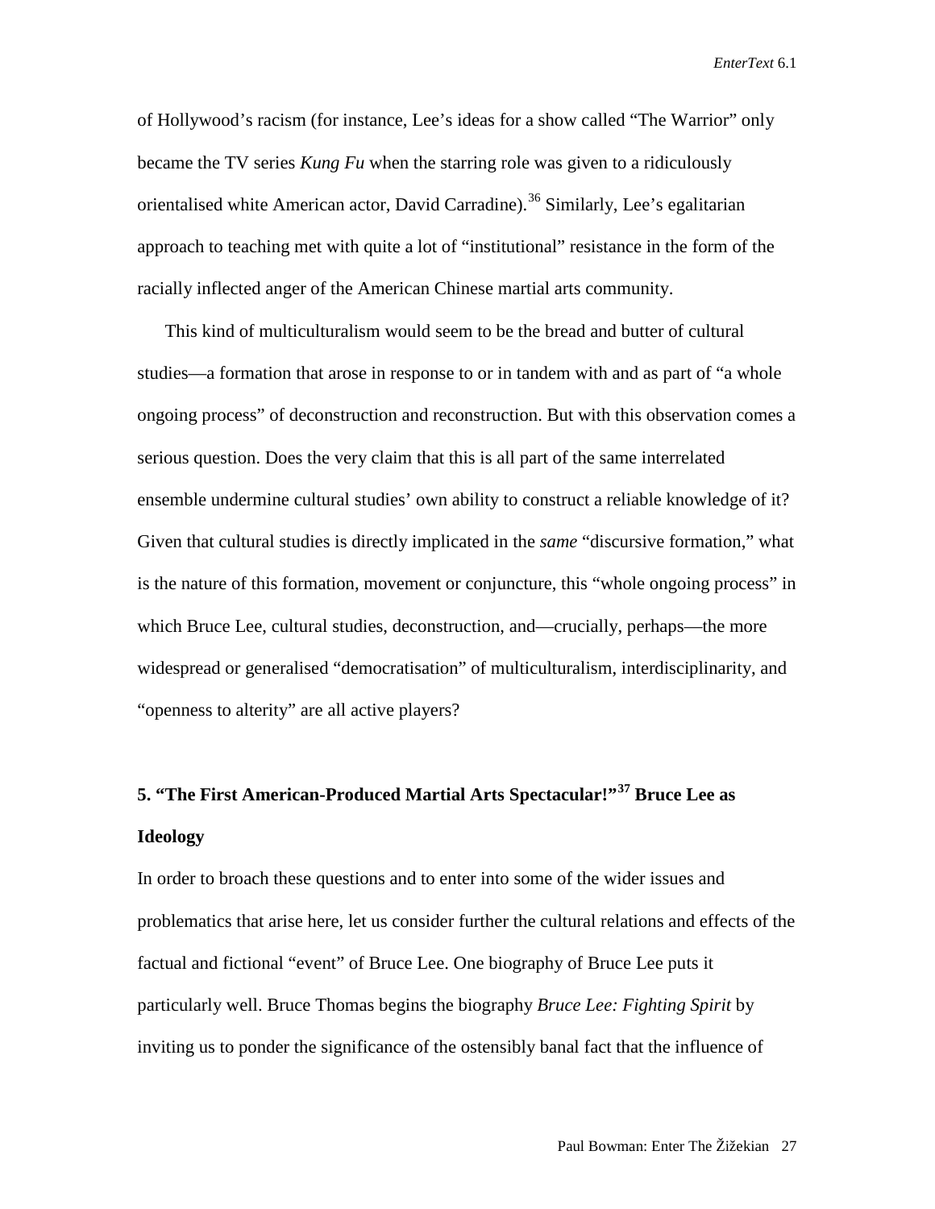of Hollywood's racism (for instance, Lee's ideas for a show called "The Warrior" only became the TV series *Kung Fu* when the starring role was given to a ridiculously orientalised white American actor, David Carradine).[36] Similarly, Lee's egalitarian approach to teaching met with quite a lot of "institutional" resistance in the form of the racially inflected anger of the American Chinese martial arts community.

This kind of multiculturalism would seem to be the bread and butter of cultural studies—a formation that arose in response to or in tandem with and as part of "a whole ongoing process" of deconstruction and reconstruction. But with this observation comes a serious question. Does the very claim that this is all part of the same interrelated ensemble undermine cultural studies' own ability to construct a reliable knowledge of it? Given that cultural studies is directly implicated in the *same* "discursive formation," what is the nature of this formation, movement or conjuncture, this "whole ongoing process" in which Bruce Lee, cultural studies, deconstruction, and—crucially, perhaps—the more widespread or generalised "democratisation" of multiculturalism, interdisciplinarity, and "openness to alterity" are all active players?

## 5. "The First American-Produced Martial Arts Spectacular!"[37] Bruce Lee as Ideology

In order to broach these questions and to enter into some of the wider issues and problematics that arise here, let us consider further the cultural relations and effects of the factual and fictional "event" of Bruce Lee. One biography of Bruce Lee puts it particularly well. Bruce Thomas begins the biography *Bruce Lee: Fighting Spirit* by inviting us to ponder the significance of the ostensibly banal fact that the influence of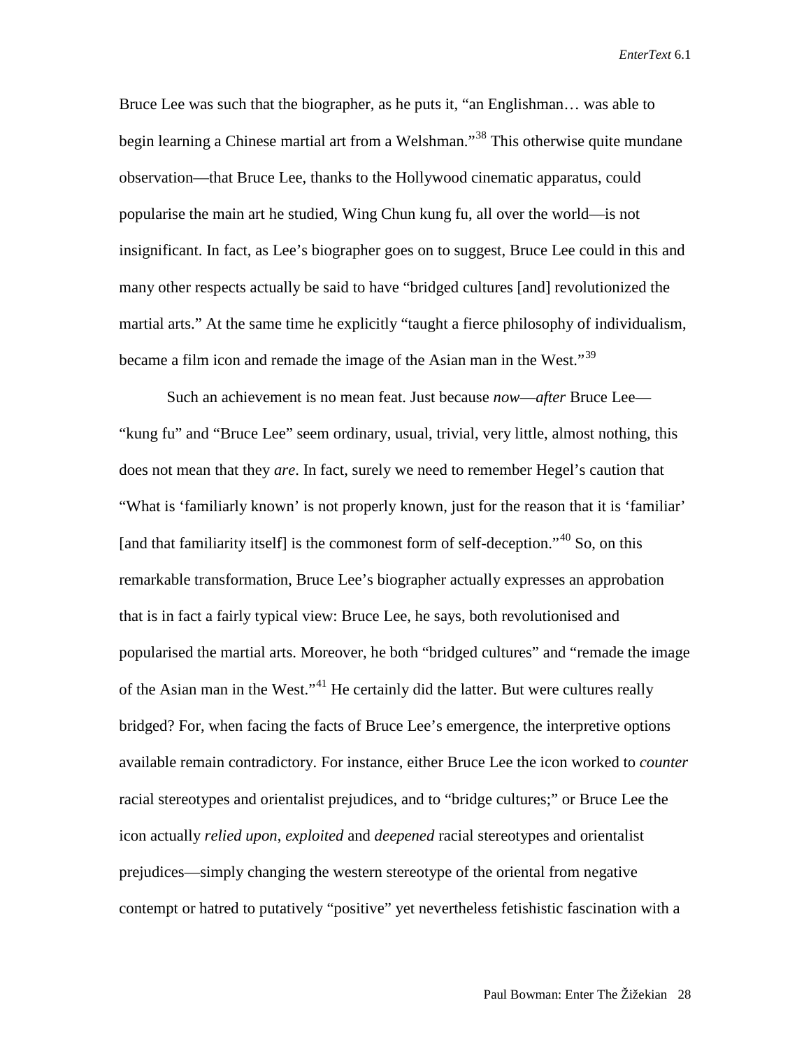Bruce Lee was such that the biographer, as he puts it, "an Englishman… was able to begin learning a Chinese martial art from a Welshman."[38] This otherwise quite mundane observation—that Bruce Lee, thanks to the Hollywood cinematic apparatus, could popularise the main art he studied, Wing Chun kung fu, all over the world—is not insignificant. In fact, as Lee's biographer goes on to suggest, Bruce Lee could in this and many other respects actually be said to have "bridged cultures [and] revolutionized the martial arts." At the same time he explicitly "taught a fierce philosophy of individualism, became a film icon and remade the image of the Asian man in the West."[39]

Such an achievement is no mean feat. Just because *now*—*after* Bruce Lee—"kung fu" and "Bruce Lee" seem ordinary, usual, trivial, very little, almost nothing, this does not mean that they *are*. In fact, surely we need to remember Hegel's caution that "What is 'familiarly known' is not properly known, just for the reason that it is 'familiar' [and that familiarity itself] is the commonest form of self-deception."[40] So, on this remarkable transformation, Bruce Lee's biographer actually expresses an approbation that is in fact a fairly typical view: Bruce Lee, he says, both revolutionised and popularised the martial arts. Moreover, he both "bridged cultures" and "remade the image of the Asian man in the West."[41] He certainly did the latter. But were cultures really bridged? For, when facing the facts of Bruce Lee's emergence, the interpretive options available remain contradictory. For instance, either Bruce Lee the icon worked to *counter* racial stereotypes and orientalist prejudices, and to "bridge cultures;" or Bruce Lee the icon actually *relied upon*, *exploited* and *deepened* racial stereotypes and orientalist prejudices—simply changing the western stereotype of the oriental from negative contempt or hatred to putatively "positive" yet nevertheless fetishistic fascination with a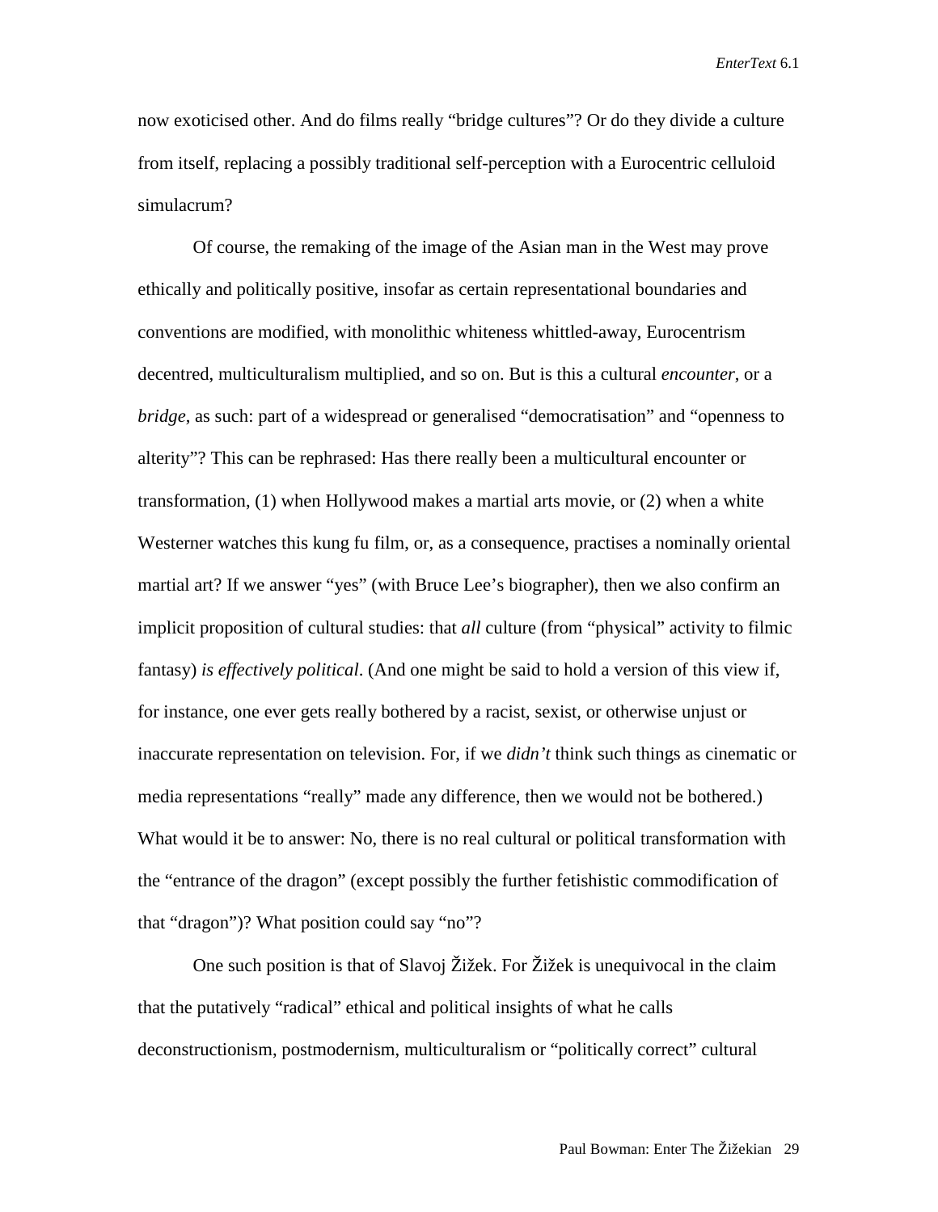now exoticised other. And do films really "bridge cultures"? Or do they divide a culture from itself, replacing a possibly traditional self-perception with a Eurocentric celluloid simulacrum?

Of course, the remaking of the image of the Asian man in the West may prove ethically and politically positive, insofar as certain representational boundaries and conventions are modified, with monolithic whiteness whittled-away, Eurocentrism decentred, multiculturalism multiplied, and so on. But is this a cultural *encounter*, or a *bridge*, as such: part of a widespread or generalised "democratisation" and "openness to alterity"? This can be rephrased: Has there really been a multicultural encounter or transformation, (1) when Hollywood makes a martial arts movie, or (2) when a white Westerner watches this kung fu film, or, as a consequence, practises a nominally oriental martial art? If we answer "yes" (with Bruce Lee's biographer), then we also confirm an implicit proposition of cultural studies: that *all* culture (from "physical" activity to filmic fantasy) *is effectively political*. (And one might be said to hold a version of this view if, for instance, one ever gets really bothered by a racist, sexist, or otherwise unjust or inaccurate representation on television. For, if we *didn't* think such things as cinematic or media representations "really" made any difference, then we would not be bothered.) What would it be to answer: No, there is no real cultural or political transformation with the "entrance of the dragon" (except possibly the further fetishistic commodification of that "dragon")? What position could say "no"?

One such position is that of Slavoj Žižek. For Žižek is unequivocal in the claim that the putatively "radical" ethical and political insights of what he calls deconstructionism, postmodernism, multiculturalism or "politically correct" cultural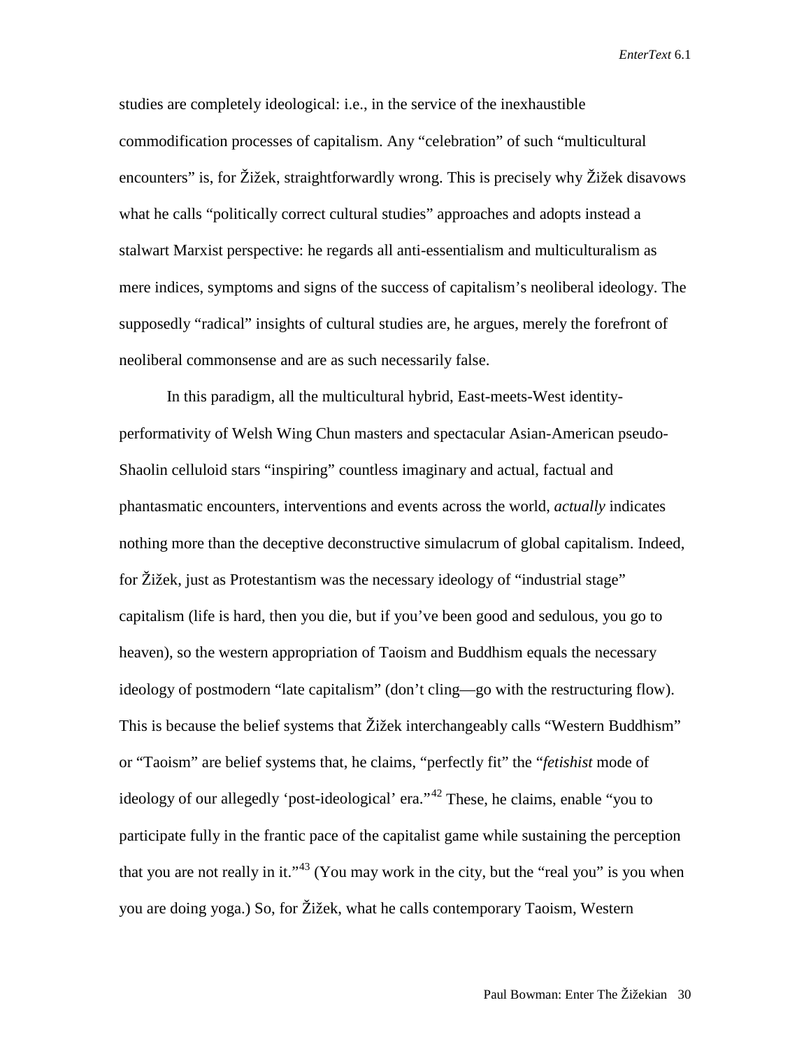studies are completely ideological: i.e., in the service of the inexhaustible commodification processes of capitalism. Any "celebration" of such "multicultural encounters" is, for Žižek, straightforwardly wrong. This is precisely why Žižek disavows what he calls "politically correct cultural studies" approaches and adopts instead a stalwart Marxist perspective: he regards all anti-essentialism and multiculturalism as mere indices, symptoms and signs of the success of capitalism's neoliberal ideology. The supposedly "radical" insights of cultural studies are, he argues, merely the forefront of neoliberal commonsense and are as such necessarily false.

In this paradigm, all the multicultural hybrid, East-meets-West identity-performativity of Welsh Wing Chun masters and spectacular Asian-American pseudo-Shaolin celluloid stars "inspiring" countless imaginary and actual, factual and phantasmatic encounters, interventions and events across the world, *actually* indicates nothing more than the deceptive deconstructive simulacrum of global capitalism. Indeed, for Žižek, just as Protestantism was the necessary ideology of "industrial stage" capitalism (life is hard, then you die, but if you've been good and sedulous, you go to heaven), so the western appropriation of Taoism and Buddhism equals the necessary ideology of postmodern "late capitalism" (don't cling—go with the restructuring flow). This is because the belief systems that Žižek interchangeably calls "Western Buddhism" or "Taoism" are belief systems that, he claims, "perfectly fit" the "*fetishist* mode of ideology of our allegedly 'post-ideological' era."[42] These, he claims, enable "you to participate fully in the frantic pace of the capitalist game while sustaining the perception that you are not really in it."[43] (You may work in the city, but the "real you" is you when you are doing yoga.) So, for Žižek, what he calls contemporary Taoism, Western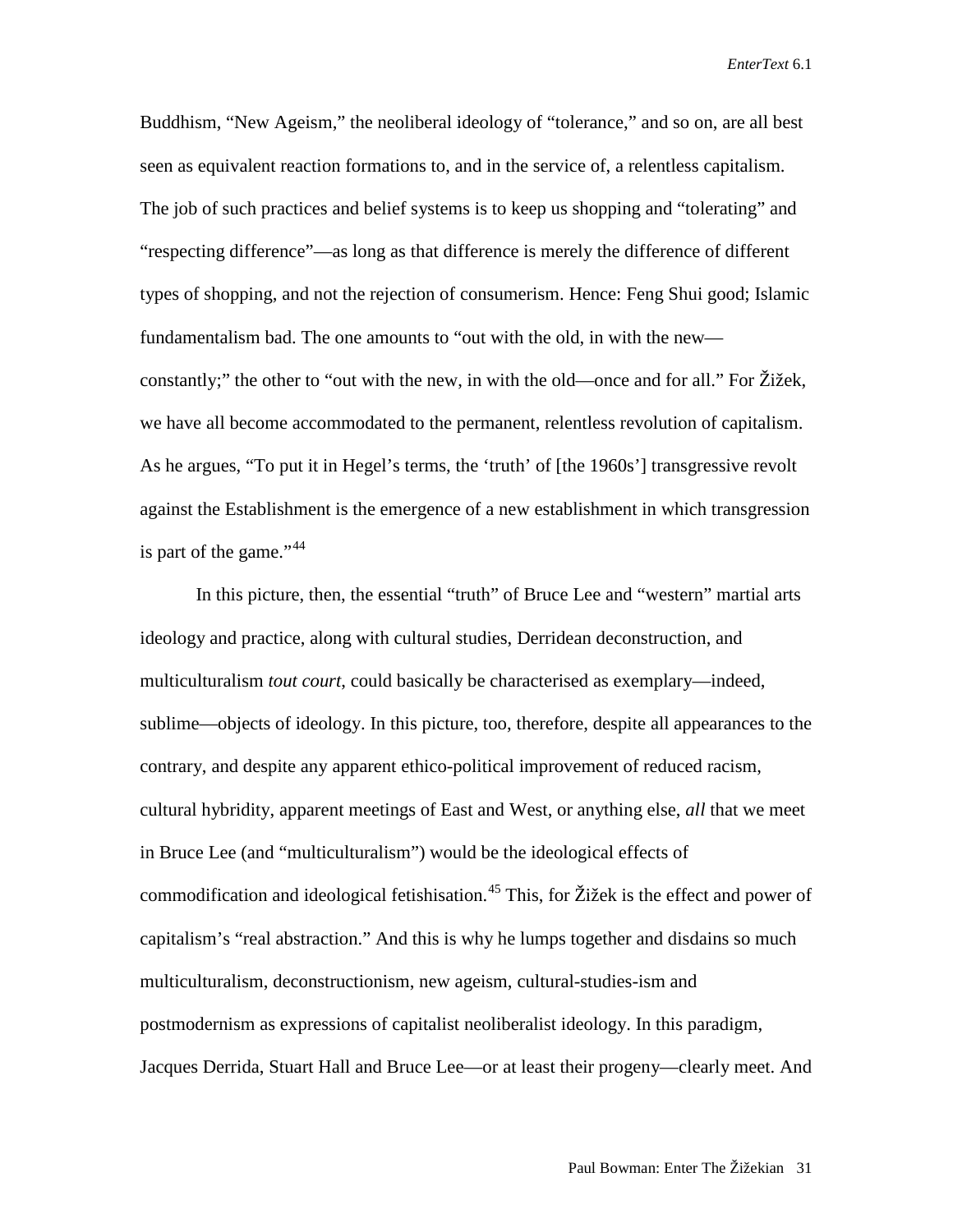Buddhism, "New Ageism," the neoliberal ideology of "tolerance," and so on, are all best seen as equivalent reaction formations to, and in the service of, a relentless capitalism. The job of such practices and belief systems is to keep us shopping and "tolerating" and "respecting difference"—as long as that difference is merely the difference of different types of shopping, and not the rejection of consumerism. Hence: Feng Shui good; Islamic fundamentalism bad. The one amounts to "out with the old, in with the new—constantly;" the other to "out with the new, in with the old—once and for all." For Žižek, we have all become accommodated to the permanent, relentless revolution of capitalism. As he argues, "To put it in Hegel's terms, the 'truth' of [the 1960s'] transgressive revolt against the Establishment is the emergence of a new establishment in which transgression is part of the game."[44]

In this picture, then, the essential "truth" of Bruce Lee and "western" martial arts ideology and practice, along with cultural studies, Derridean deconstruction, and multiculturalism *tout court*, could basically be characterised as exemplary—indeed, sublime—objects of ideology. In this picture, too, therefore, despite all appearances to the contrary, and despite any apparent ethico-political improvement of reduced racism, cultural hybridity, apparent meetings of East and West, or anything else, *all* that we meet in Bruce Lee (and "multiculturalism") would be the ideological effects of commodification and ideological fetishisation.[45] This, for Žižek is the effect and power of capitalism's "real abstraction." And this is why he lumps together and disdains so much multiculturalism, deconstructionism, new ageism, cultural-studies-ism and postmodernism as expressions of capitalist neoliberalist ideology. In this paradigm, Jacques Derrida, Stuart Hall and Bruce Lee—or at least their progeny—clearly meet. And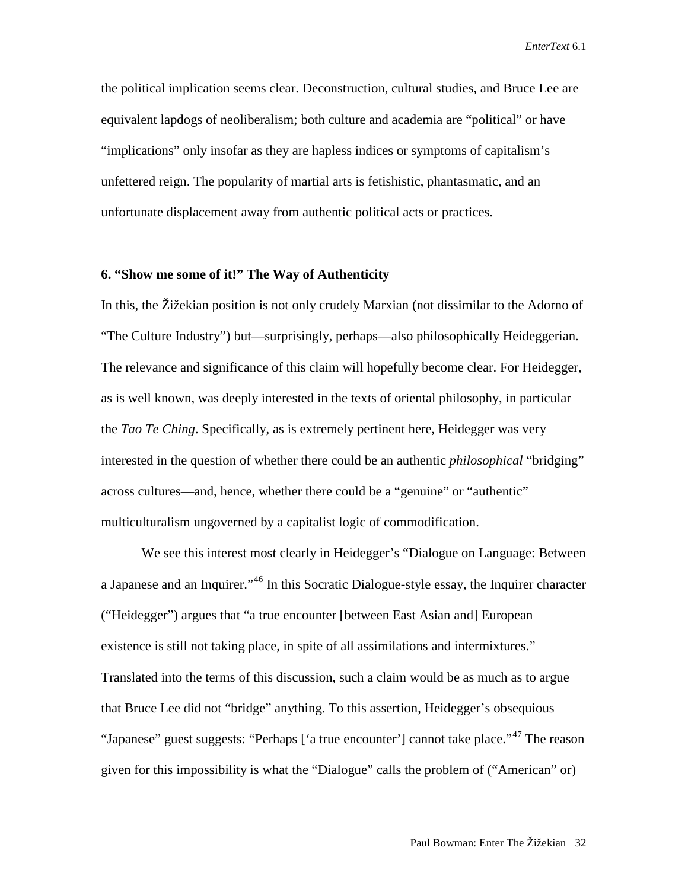the political implication seems clear. Deconstruction, cultural studies, and Bruce Lee are equivalent lapdogs of neoliberalism; both culture and academia are "political" or have "implications" only insofar as they are hapless indices or symptoms of capitalism's unfettered reign. The popularity of martial arts is fetishistic, phantasmatic, and an unfortunate displacement away from authentic political acts or practices.

### 6. "Show me some of it!" The Way of Authenticity

In this, the Žižekian position is not only crudely Marxian (not dissimilar to the Adorno of "The Culture Industry") but—surprisingly, perhaps—also philosophically Heideggerian. The relevance and significance of this claim will hopefully become clear. For Heidegger, as is well known, was deeply interested in the texts of oriental philosophy, in particular the *Tao Te Ching*. Specifically, as is extremely pertinent here, Heidegger was very interested in the question of whether there could be an authentic *philosophical* "bridging" across cultures—and, hence, whether there could be a "genuine" or "authentic" multiculturalism ungoverned by a capitalist logic of commodification.

We see this interest most clearly in Heidegger's "Dialogue on Language: Between a Japanese and an Inquirer."[46] In this Socratic Dialogue-style essay, the Inquirer character ("Heidegger") argues that "a true encounter [between East Asian and] European existence is still not taking place, in spite of all assimilations and intermixtures." Translated into the terms of this discussion, such a claim would be as much as to argue that Bruce Lee did not "bridge" anything. To this assertion, Heidegger's obsequious "Japanese" guest suggests: "Perhaps ['a true encounter'] cannot take place."[47] The reason given for this impossibility is what the "Dialogue" calls the problem of ("American" or)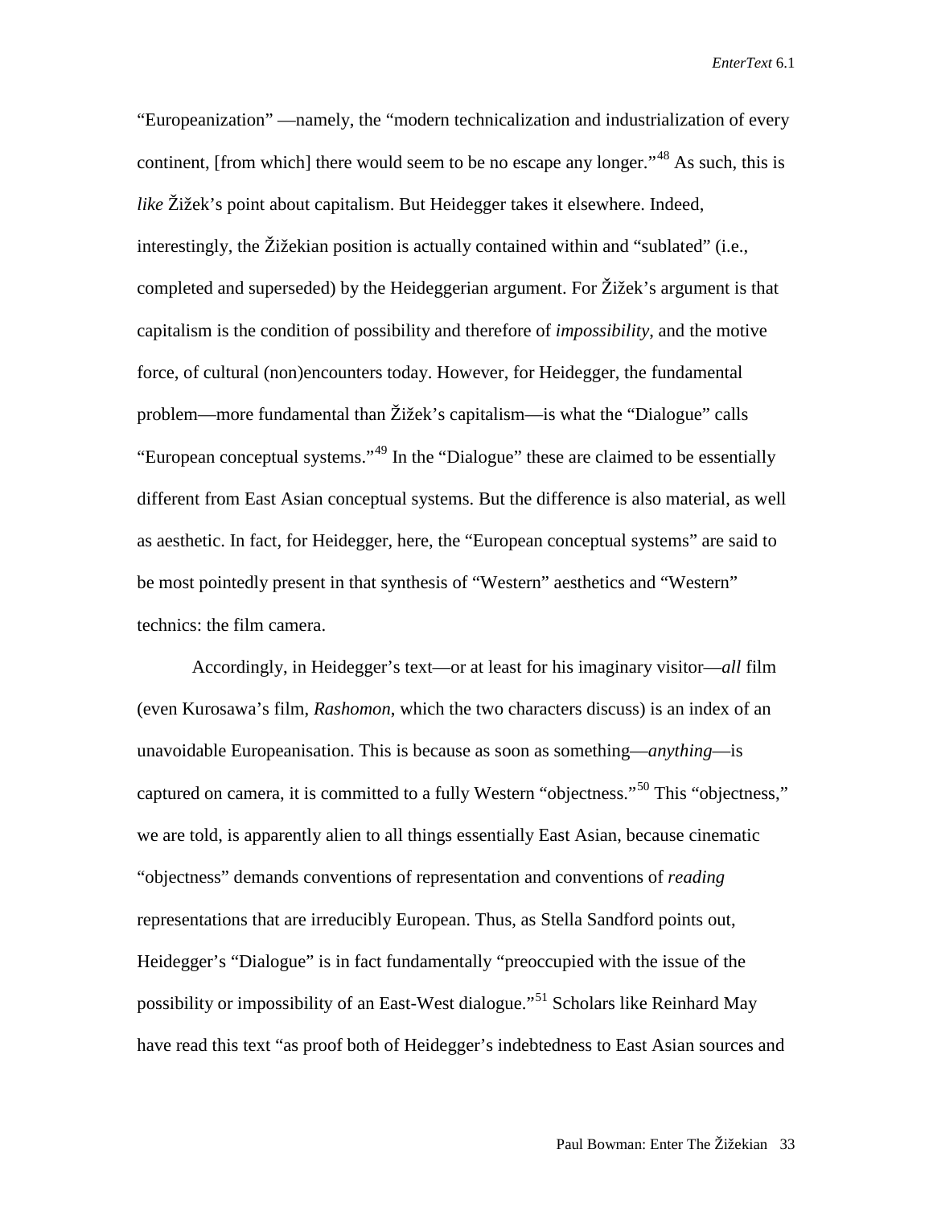"Europeanization" —namely, the "modern technicalization and industrialization of every continent, [from which] there would seem to be no escape any longer."[48] As such, this is *like* Žižek's point about capitalism. But Heidegger takes it elsewhere. Indeed, interestingly, the Žižekian position is actually contained within and "sublated" (i.e., completed and superseded) by the Heideggerian argument. For Žižek's argument is that capitalism is the condition of possibility and therefore of *impossibility*, and the motive force, of cultural (non)encounters today. However, for Heidegger, the fundamental problem—more fundamental than Žižek's capitalism—is what the "Dialogue" calls "European conceptual systems."[49] In the "Dialogue" these are claimed to be essentially different from East Asian conceptual systems. But the difference is also material, as well as aesthetic. In fact, for Heidegger, here, the "European conceptual systems" are said to be most pointedly present in that synthesis of "Western" aesthetics and "Western" technics: the film camera.

Accordingly, in Heidegger's text—or at least for his imaginary visitor—*all* film (even Kurosawa's film, *Rashomon*, which the two characters discuss) is an index of an unavoidable Europeanisation. This is because as soon as something—*anything*—is captured on camera, it is committed to a fully Western "objectness."[50] This "objectness," we are told, is apparently alien to all things essentially East Asian, because cinematic "objectness" demands conventions of representation and conventions of *reading* representations that are irreducibly European. Thus, as Stella Sandford points out, Heidegger's "Dialogue" is in fact fundamentally "preoccupied with the issue of the possibility or impossibility of an East-West dialogue."[51] Scholars like Reinhard May have read this text "as proof both of Heidegger's indebtedness to East Asian sources and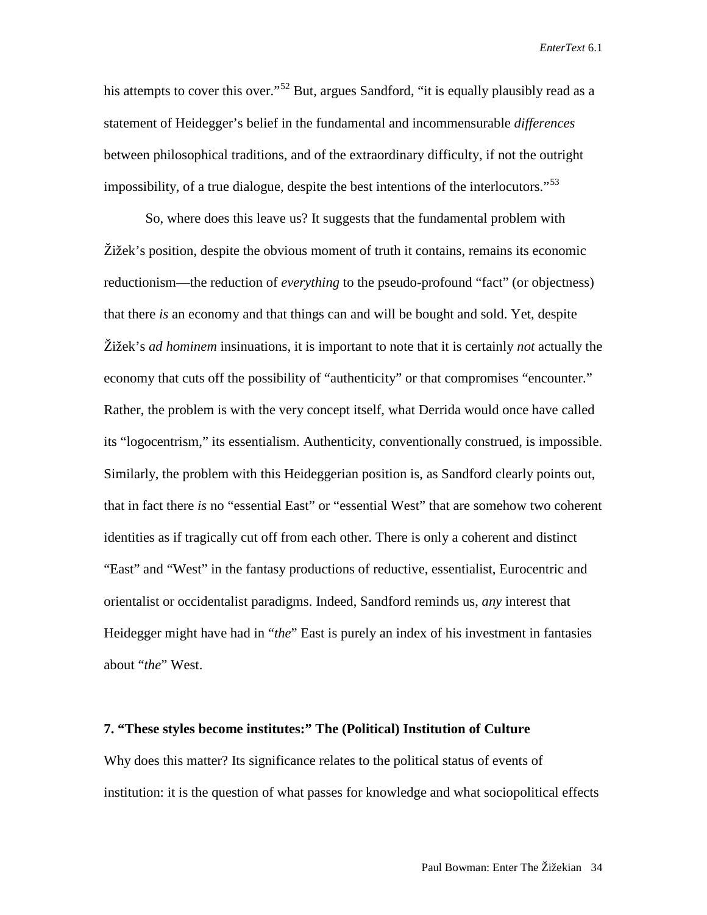his attempts to cover this over."[52] But, argues Sandford, "it is equally plausibly read as a statement of Heidegger's belief in the fundamental and incommensurable *differences* between philosophical traditions, and of the extraordinary difficulty, if not the outright impossibility, of a true dialogue, despite the best intentions of the interlocutors."[53]

So, where does this leave us? It suggests that the fundamental problem with Žižek's position, despite the obvious moment of truth it contains, remains its economic reductionism—the reduction of *everything* to the pseudo-profound "fact" (or objectness) that there *is* an economy and that things can and will be bought and sold. Yet, despite Žižek's *ad hominem* insinuations, it is important to note that it is certainly *not* actually the economy that cuts off the possibility of "authenticity" or that compromises "encounter." Rather, the problem is with the very concept itself, what Derrida would once have called its "logocentrism," its essentialism. Authenticity, conventionally construed, is impossible. Similarly, the problem with this Heideggerian position is, as Sandford clearly points out, that in fact there *is* no "essential East" or "essential West" that are somehow two coherent identities as if tragically cut off from each other. There is only a coherent and distinct "East" and "West" in the fantasy productions of reductive, essentialist, Eurocentric and orientalist or occidentalist paradigms. Indeed, Sandford reminds us, *any* interest that Heidegger might have had in "*the*" East is purely an index of his investment in fantasies about "*the*" West.

## 7. "These styles become institutes:" The (Political) Institution of Culture

Why does this matter? Its significance relates to the political status of events of institution: it is the question of what passes for knowledge and what sociopolitical effects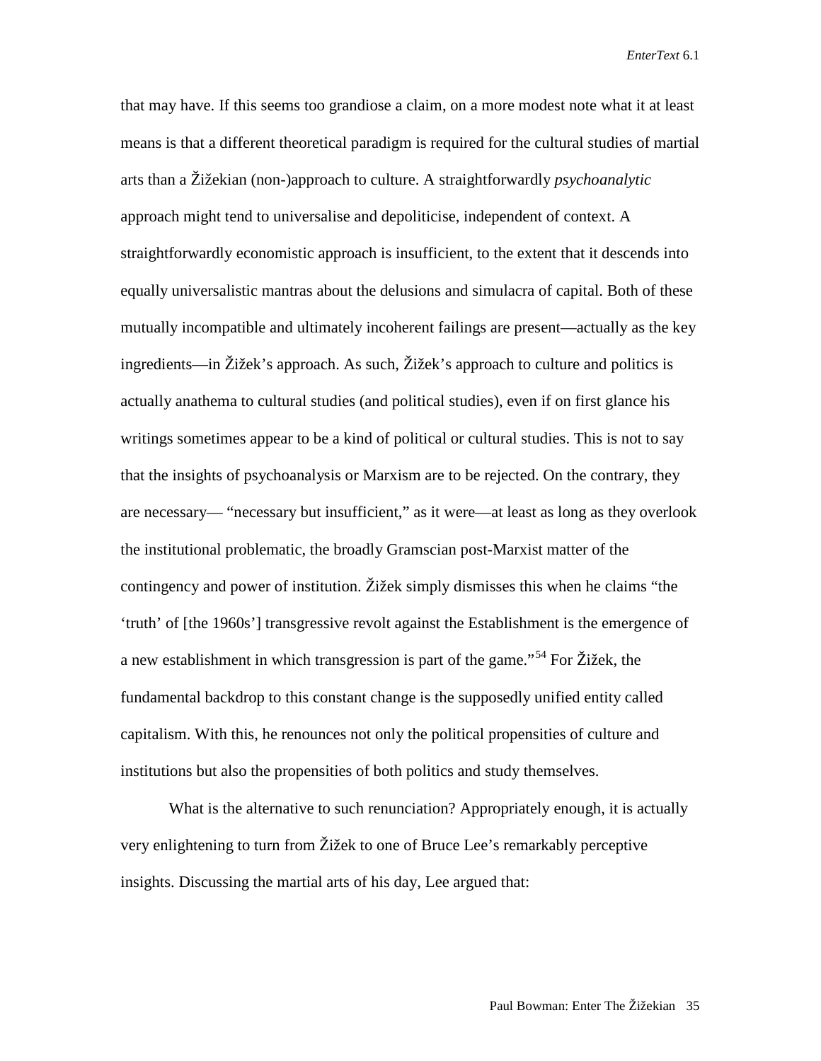that may have. If this seems too grandiose a claim, on a more modest note what it at least means is that a different theoretical paradigm is required for the cultural studies of martial arts than a Žižekian (non-)approach to culture. A straightforwardly *psychoanalytic* approach might tend to universalise and depoliticise, independent of context. A straightforwardly economistic approach is insufficient, to the extent that it descends into equally universalistic mantras about the delusions and simulacra of capital. Both of these mutually incompatible and ultimately incoherent failings are present—actually as the key ingredients—in Žižek's approach. As such, Žižek's approach to culture and politics is actually anathema to cultural studies (and political studies), even if on first glance his writings sometimes appear to be a kind of political or cultural studies. This is not to say that the insights of psychoanalysis or Marxism are to be rejected. On the contrary, they are necessary— "necessary but insufficient," as it were—at least as long as they overlook the institutional problematic, the broadly Gramscian post-Marxist matter of the contingency and power of institution. Žižek simply dismisses this when he claims "the 'truth' of [the 1960s'] transgressive revolt against the Establishment is the emergence of a new establishment in which transgression is part of the game."[54] For Žižek, the fundamental backdrop to this constant change is the supposedly unified entity called capitalism. With this, he renounces not only the political propensities of culture and institutions but also the propensities of both politics and study themselves.

What is the alternative to such renunciation? Appropriately enough, it is actually very enlightening to turn from Žižek to one of Bruce Lee's remarkably perceptive insights. Discussing the martial arts of his day, Lee argued that: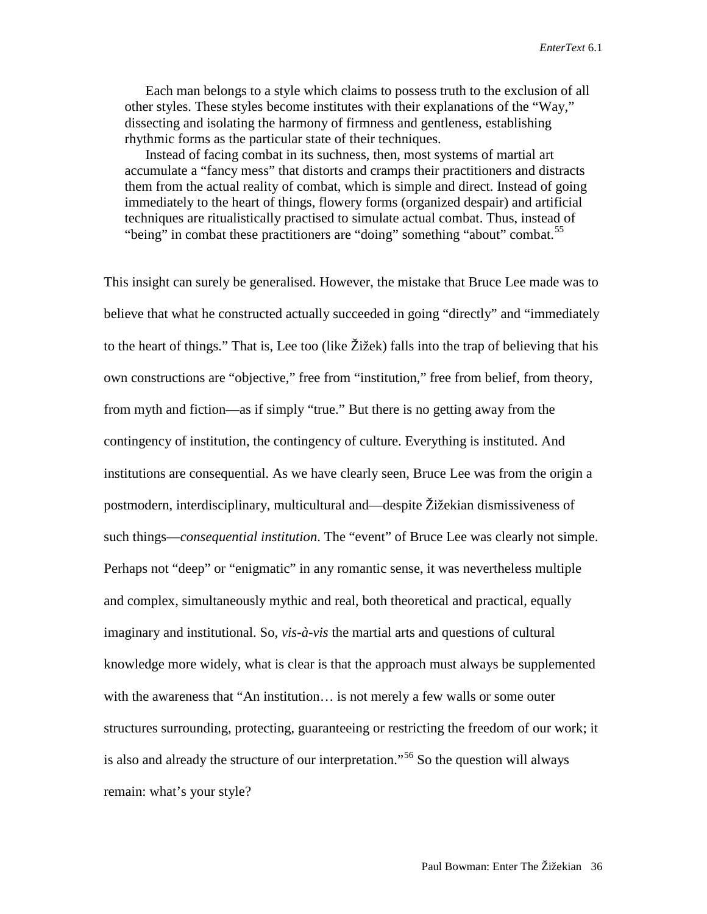> Each man belongs to a style which claims to possess truth to the exclusion of all other styles. These styles become institutes with their explanations of the "Way," dissecting and isolating the harmony of firmness and gentleness, establishing rhythmic forms as the particular state of their techniques.
>
> Instead of facing combat in its suchness, then, most systems of martial art accumulate a "fancy mess" that distorts and cramps their practitioners and distracts them from the actual reality of combat, which is simple and direct. Instead of going immediately to the heart of things, flowery forms (organized despair) and artificial techniques are ritualistically practised to simulate actual combat. Thus, instead of "being" in combat these practitioners are "doing" something "about" combat.[55]

This insight can surely be generalised. However, the mistake that Bruce Lee made was to believe that what he constructed actually succeeded in going "directly" and "immediately to the heart of things." That is, Lee too (like Žižek) falls into the trap of believing that his own constructions are "objective," free from "institution," free from belief, from theory, from myth and fiction—as if simply "true." But there is no getting away from the contingency of institution, the contingency of culture. Everything is instituted. And institutions are consequential. As we have clearly seen, Bruce Lee was from the origin a postmodern, interdisciplinary, multicultural and—despite Žižekian dismissiveness of such things—*consequential institution*. The "event" of Bruce Lee was clearly not simple. Perhaps not "deep" or "enigmatic" in any romantic sense, it was nevertheless multiple and complex, simultaneously mythic and real, both theoretical and practical, equally imaginary and institutional. So, *vis-à-vis* the martial arts and questions of cultural knowledge more widely, what is clear is that the approach must always be supplemented with the awareness that "An institution… is not merely a few walls or some outer structures surrounding, protecting, guaranteeing or restricting the freedom of our work; it is also and already the structure of our interpretation."[56] So the question will always remain: what's your style?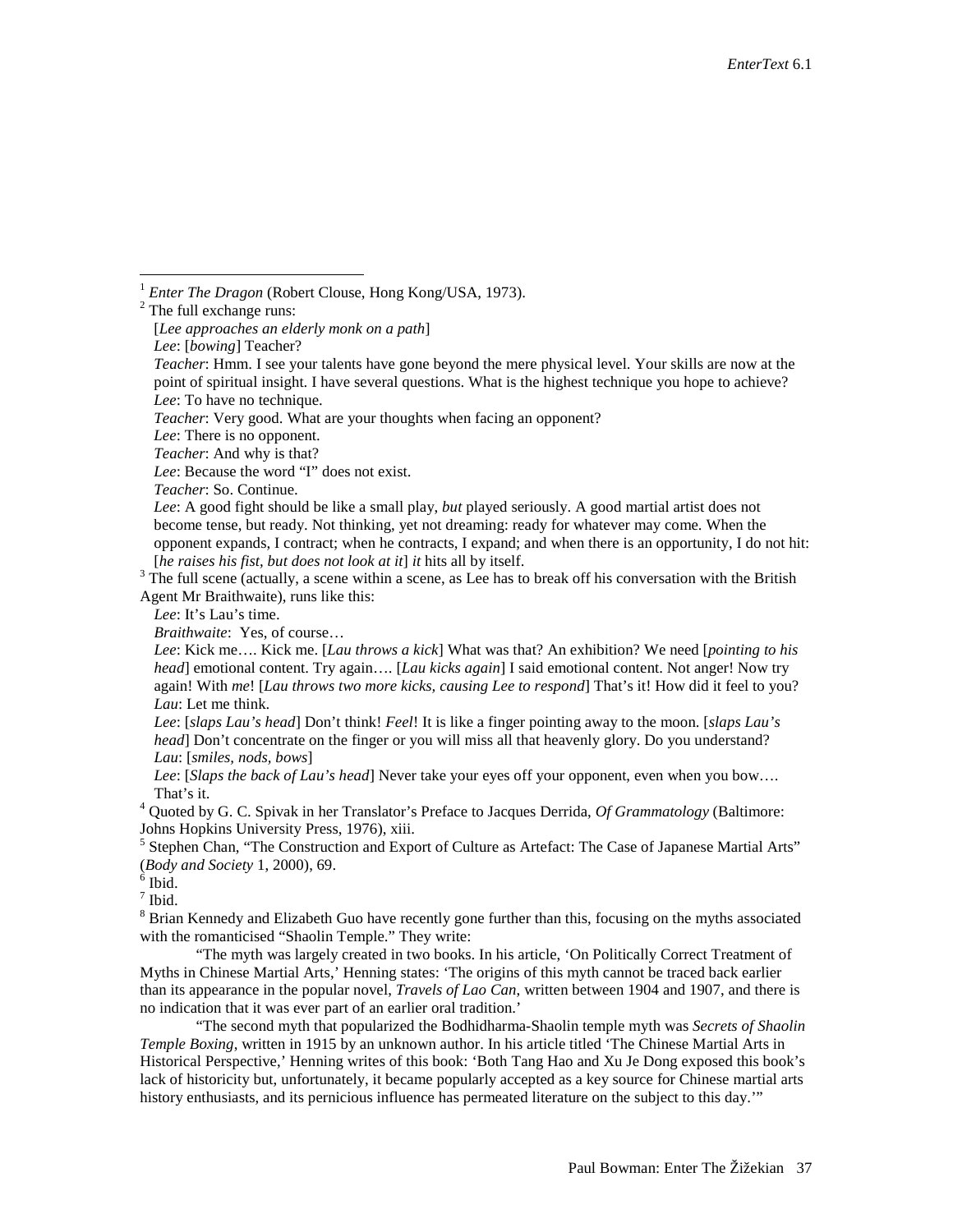[1] *Enter The Dragon* (Robert Clouse, Hong Kong/USA, 1973).

[2] The full exchange runs:

[*Lee approaches an elderly monk on a path*]

*Lee*: [*bowing*] Teacher?

*Teacher*: Hmm. I see your talents have gone beyond the mere physical level. Your skills are now at the point of spiritual insight. I have several questions. What is the highest technique you hope to achieve?

*Lee*: To have no technique.

*Teacher*: Very good. What are your thoughts when facing an opponent?

*Lee*: There is no opponent.

*Teacher*: And why is that?

*Lee*: Because the word "I" does not exist.

*Teacher*: So. Continue.

*Lee*: A good fight should be like a small play, *but* played seriously. A good martial artist does not become tense, but ready. Not thinking, yet not dreaming: ready for whatever may come. When the opponent expands, I contract; when he contracts, I expand; and when there is an opportunity, I do not hit: [*he raises his fist, but does not look at it*] *it* hits all by itself.

[3] The full scene (actually, a scene within a scene, as Lee has to break off his conversation with the British Agent Mr Braithwaite), runs like this:

*Lee*: It's Lau's time.

*Braithwaite*: Yes, of course…

*Lee*: Kick me…. Kick me. [*Lau throws a kick*] What was that? An exhibition? We need [*pointing to his head*] emotional content. Try again…. [*Lau kicks again*] I said emotional content. Not anger! Now try again! With *me*! [*Lau throws two more kicks, causing Lee to respond*] That's it! How did it feel to you?

*Lau*: Let me think.

*Lee*: [*slaps Lau's head*] Don't think! *Feel*! It is like a finger pointing away to the moon. [*slaps Lau's head*] Don't concentrate on the finger or you will miss all that heavenly glory. Do you understand?

*Lau*: [*smiles, nods, bows*]

*Lee*: [*Slaps the back of Lau's head*] Never take your eyes off your opponent, even when you bow…. That's it.

[4] Quoted by G. C. Spivak in her Translator's Preface to Jacques Derrida, *Of Grammatology* (Baltimore: Johns Hopkins University Press, 1976), xiii.

[5] Stephen Chan, "The Construction and Export of Culture as Artefact: The Case of Japanese Martial Arts" (*Body and Society* 1, 2000), 69.

[6] Ibid.

[7] Ibid.

[8] Brian Kennedy and Elizabeth Guo have recently gone further than this, focusing on the myths associated with the romanticised "Shaolin Temple." They write:

"The myth was largely created in two books. In his article, 'On Politically Correct Treatment of Myths in Chinese Martial Arts,' Henning states: 'The origins of this myth cannot be traced back earlier than its appearance in the popular novel, *Travels of Lao Can*, written between 1904 and 1907, and there is no indication that it was ever part of an earlier oral tradition.'

"The second myth that popularized the Bodhidharma-Shaolin temple myth was *Secrets of Shaolin Temple Boxing*, written in 1915 by an unknown author. In his article titled 'The Chinese Martial Arts in Historical Perspective,' Henning writes of this book: 'Both Tang Hao and Xu Je Dong exposed this book's lack of historicity but, unfortunately, it became popularly accepted as a key source for Chinese martial arts history enthusiasts, and its pernicious influence has permeated literature on the subject to this day.'"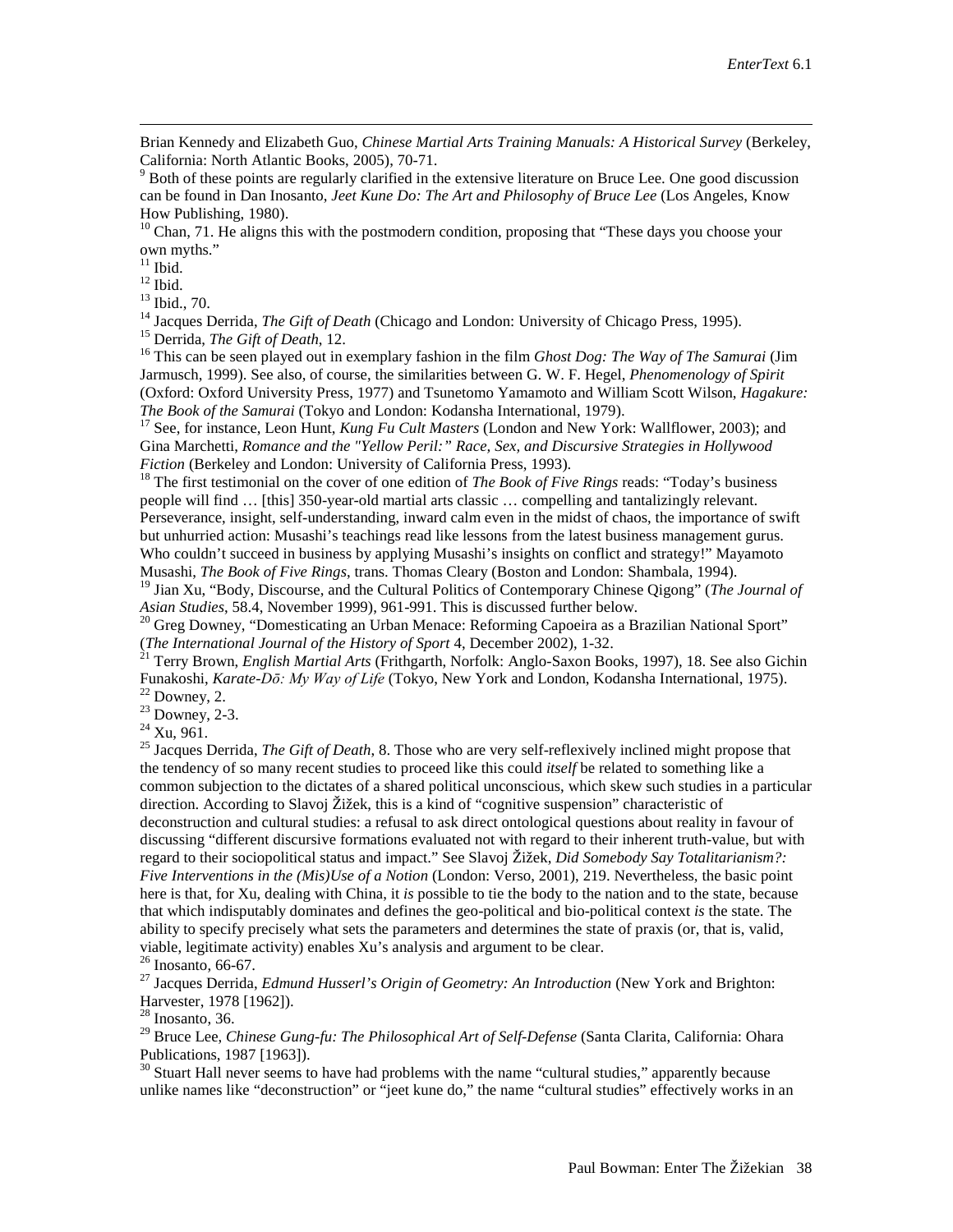Brian Kennedy and Elizabeth Guo, *Chinese Martial Arts Training Manuals: A Historical Survey* (Berkeley, California: North Atlantic Books, 2005), 70-71.

[9] Both of these points are regularly clarified in the extensive literature on Bruce Lee. One good discussion can be found in Dan Inosanto, *Jeet Kune Do: The Art and Philosophy of Bruce Lee* (Los Angeles, Know How Publishing, 1980).

[10] Chan, 71. He aligns this with the postmodern condition, proposing that "These days you choose your own myths."

[11] Ibid.

[12] Ibid.

[13] Ibid., 70.

[14] Jacques Derrida, *The Gift of Death* (Chicago and London: University of Chicago Press, 1995).

[15] Derrida, *The Gift of Death*, 12.

[16] This can be seen played out in exemplary fashion in the film *Ghost Dog: The Way of The Samurai* (Jim Jarmusch, 1999). See also, of course, the similarities between G. W. F. Hegel, *Phenomenology of Spirit* (Oxford: Oxford University Press, 1977) and Tsunetomo Yamamoto and William Scott Wilson, *Hagakure: The Book of the Samurai* (Tokyo and London: Kodansha International, 1979).

[17] See, for instance, Leon Hunt, *Kung Fu Cult Masters* (London and New York: Wallflower, 2003); and Gina Marchetti, *Romance and the "Yellow Peril:" Race, Sex, and Discursive Strategies in Hollywood Fiction* (Berkeley and London: University of California Press, 1993).

[18] The first testimonial on the cover of one edition of *The Book of Five Rings* reads: "Today's business people will find … [this] 350-year-old martial arts classic … compelling and tantalizingly relevant. Perseverance, insight, self-understanding, inward calm even in the midst of chaos, the importance of swift but unhurried action: Musashi's teachings read like lessons from the latest business management gurus. Who couldn't succeed in business by applying Musashi's insights on conflict and strategy!" Mayamoto Musashi, *The Book of Five Rings*, trans. Thomas Cleary (Boston and London: Shambala, 1994).

[19] Jian Xu, "Body, Discourse, and the Cultural Politics of Contemporary Chinese Qigong" (*The Journal of Asian Studies*, 58.4, November 1999), 961-991. This is discussed further below.

[20] Greg Downey, "Domesticating an Urban Menace: Reforming Capoeira as a Brazilian National Sport" (*The International Journal of the History of Sport* 4, December 2002), 1-32.

[21] Terry Brown, *English Martial Arts* (Frithgarth, Norfolk: Anglo-Saxon Books, 1997), 18. See also Gichin Funakoshi, *Karate-Dō: My Way of Life* (Tokyo, New York and London, Kodansha International, 1975).

[22] Downey, 2.

[23] Downey, 2-3.

[24] Xu, 961.

[25] Jacques Derrida, *The Gift of Death*, 8. Those who are very self-reflexively inclined might propose that the tendency of so many recent studies to proceed like this could *itself* be related to something like a common subjection to the dictates of a shared political unconscious, which skew such studies in a particular direction. According to Slavoj Žižek, this is a kind of "cognitive suspension" characteristic of deconstruction and cultural studies: a refusal to ask direct ontological questions about reality in favour of discussing "different discursive formations evaluated not with regard to their inherent truth-value, but with regard to their sociopolitical status and impact." See Slavoj Žižek, *Did Somebody Say Totalitarianism?: Five Interventions in the (Mis)Use of a Notion* (London: Verso, 2001), 219. Nevertheless, the basic point here is that, for Xu, dealing with China, it *is* possible to tie the body to the nation and to the state, because that which indisputably dominates and defines the geo-political and bio-political context *is* the state. The ability to specify precisely what sets the parameters and determines the state of praxis (or, that is, valid, viable, legitimate activity) enables Xu's analysis and argument to be clear.

[26] Inosanto, 66-67.

[27] Jacques Derrida, *Edmund Husserl's Origin of Geometry: An Introduction* (New York and Brighton: Harvester, 1978 [1962]).

[28] Inosanto, 36.

[29] Bruce Lee, *Chinese Gung-fu: The Philosophical Art of Self-Defense* (Santa Clarita, California: Ohara Publications, 1987 [1963]).

[30] Stuart Hall never seems to have had problems with the name "cultural studies," apparently because unlike names like "deconstruction" or "jeet kune do," the name "cultural studies" effectively works in an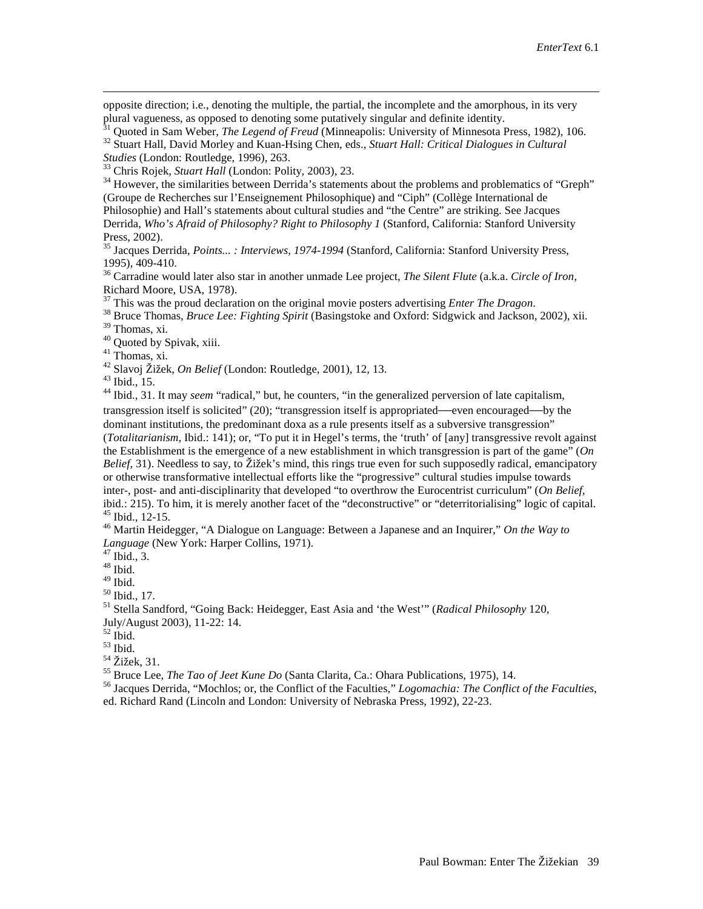opposite direction; i.e., denoting the multiple, the partial, the incomplete and the amorphous, in its very plural vagueness, as opposed to denoting some putatively singular and definite identity.

[31] Quoted in Sam Weber, *The Legend of Freud* (Minneapolis: University of Minnesota Press, 1982), 106.

[32] Stuart Hall, David Morley and Kuan-Hsing Chen, eds., *Stuart Hall: Critical Dialogues in Cultural Studies* (London: Routledge, 1996), 263.

[33] Chris Rojek, *Stuart Hall* (London: Polity, 2003), 23.

[34] However, the similarities between Derrida's statements about the problems and problematics of "Greph" (Groupe de Recherches sur l'Enseignement Philosophique) and "Ciph" (Collège International de Philosophie) and Hall's statements about cultural studies and "the Centre" are striking. See Jacques Derrida, *Who's Afraid of Philosophy? Right to Philosophy 1* (Stanford, California: Stanford University Press, 2002).

[35] Jacques Derrida, *Points... : Interviews, 1974-1994* (Stanford, California: Stanford University Press, 1995), 409-410.

[36] Carradine would later also star in another unmade Lee project, *The Silent Flute* (a.k.a. *Circle of Iron*, Richard Moore, USA, 1978).

[37] This was the proud declaration on the original movie posters advertising *Enter The Dragon*.

[38] Bruce Thomas, *Bruce Lee: Fighting Spirit* (Basingstoke and Oxford: Sidgwick and Jackson, 2002), xii.

[39] Thomas, xi.

[40] Quoted by Spivak, xiii.

[41] Thomas, xi.

[42] Slavoj Žižek, *On Belief* (London: Routledge, 2001), 12, 13.

[43] Ibid., 15.

[44] Ibid., 31. It may *seem* "radical," but, he counters, "in the generalized perversion of late capitalism, transgression itself is solicited" (20); "transgression itself is appropriated—even encouraged—by the dominant institutions, the predominant doxa as a rule presents itself as a subversive transgression" (*Totalitarianism*, Ibid.: 141); or, "To put it in Hegel's terms, the 'truth' of [any] transgressive revolt against the Establishment is the emergence of a new establishment in which transgression is part of the game" (*On Belief*, 31). Needless to say, to Žižek's mind, this rings true even for such supposedly radical, emancipatory or otherwise transformative intellectual efforts like the "progressive" cultural studies impulse towards inter-, post- and anti-disciplinarity that developed "to overthrow the Eurocentrist curriculum" (*On Belief*, ibid.: 215). To him, it is merely another facet of the "deconstructive" or "deterritorialising" logic of capital.

[45] Ibid., 12-15.

[46] Martin Heidegger, "A Dialogue on Language: Between a Japanese and an Inquirer," *On the Way to Language* (New York: Harper Collins, 1971).

[47] Ibid., 3.

[48] Ibid.

[49] Ibid.

[50] Ibid., 17.

[51] Stella Sandford, "Going Back: Heidegger, East Asia and 'the West'" (*Radical Philosophy* 120, July/August 2003), 11-22: 14.

[52] Ibid.

[53] Ibid.

[54] Žižek, 31.

[55] Bruce Lee, *The Tao of Jeet Kune Do* (Santa Clarita, Ca.: Ohara Publications, 1975), 14.

[56] Jacques Derrida, "Mochlos; or, the Conflict of the Faculties," *Logomachia: The Conflict of the Faculties*, ed. Richard Rand (Lincoln and London: University of Nebraska Press, 1992), 22-23.